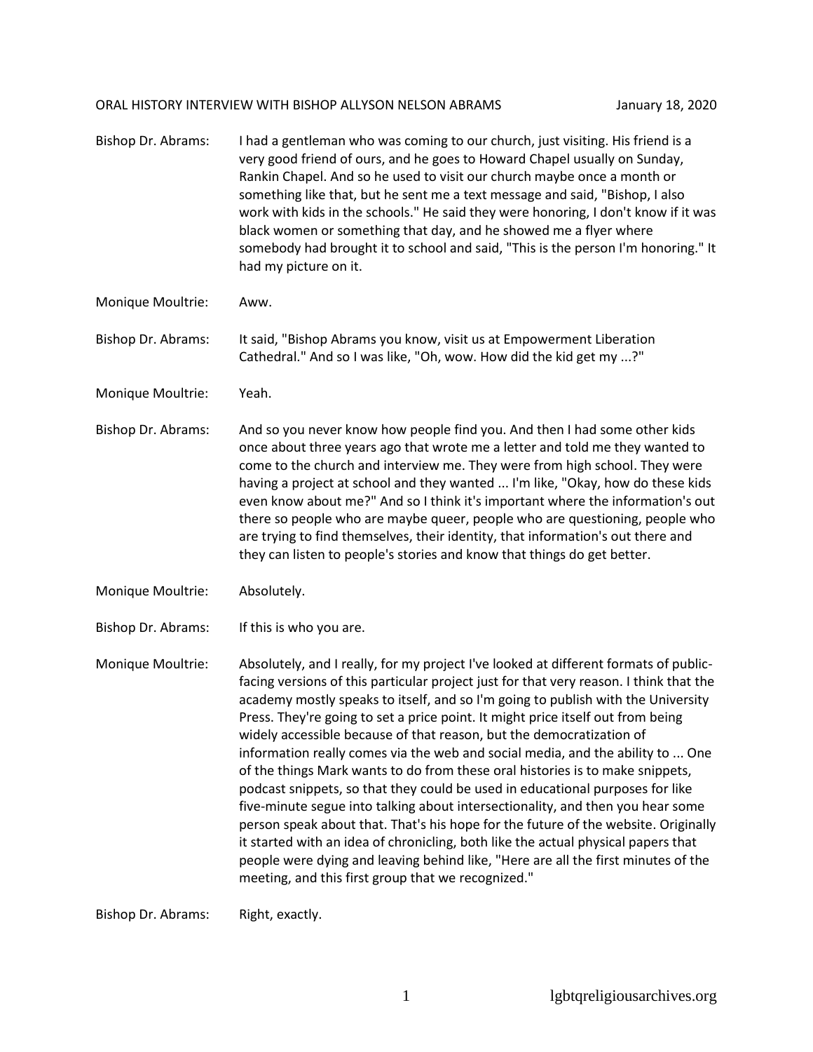Bishop Dr. Abrams: I had a gentleman who was coming to our church, just visiting. His friend is a very good friend of ours, and he goes to Howard Chapel usually on Sunday, Rankin Chapel. And so he used to visit our church maybe once a month or something like that, but he sent me a text message and said, "Bishop, I also work with kids in the schools." He said they were honoring, I don't know if it was black women or something that day, and he showed me a flyer where somebody had brought it to school and said, "This is the person I'm honoring." It had my picture on it.

Monique Moultrie: Aww.

Bishop Dr. Abrams: It said, "Bishop Abrams you know, visit us at Empowerment Liberation Cathedral." And so I was like, "Oh, wow. How did the kid get my ...?"

Monique Moultrie: Yeah.

Bishop Dr. Abrams: And so you never know how people find you. And then I had some other kids once about three years ago that wrote me a letter and told me they wanted to come to the church and interview me. They were from high school. They were having a project at school and they wanted ... I'm like, "Okay, how do these kids even know about me?" And so I think it's important where the information's out there so people who are maybe queer, people who are questioning, people who are trying to find themselves, their identity, that information's out there and they can listen to people's stories and know that things do get better.

Monique Moultrie: Absolutely.

Bishop Dr. Abrams: If this is who you are.

Monique Moultrie: Absolutely, and I really, for my project I've looked at different formats of public-facing versions of this particular project just for that very reason. I think that the academy mostly speaks to itself, and so I'm going to publish with the University Press. They're going to set a price point. It might price itself out from being widely accessible because of that reason, but the democratization of information really comes via the web and social media, and the ability to ... One of the things Mark wants to do from these oral histories is to make snippets, podcast snippets, so that they could be used in educational purposes for like five-minute segue into talking about intersectionality, and then you hear some person speak about that. That's his hope for the future of the website. Originally it started with an idea of chronicling, both like the actual physical papers that people were dying and leaving behind like, "Here are all the first minutes of the meeting, and this first group that we recognized."

Bishop Dr. Abrams: Right, exactly.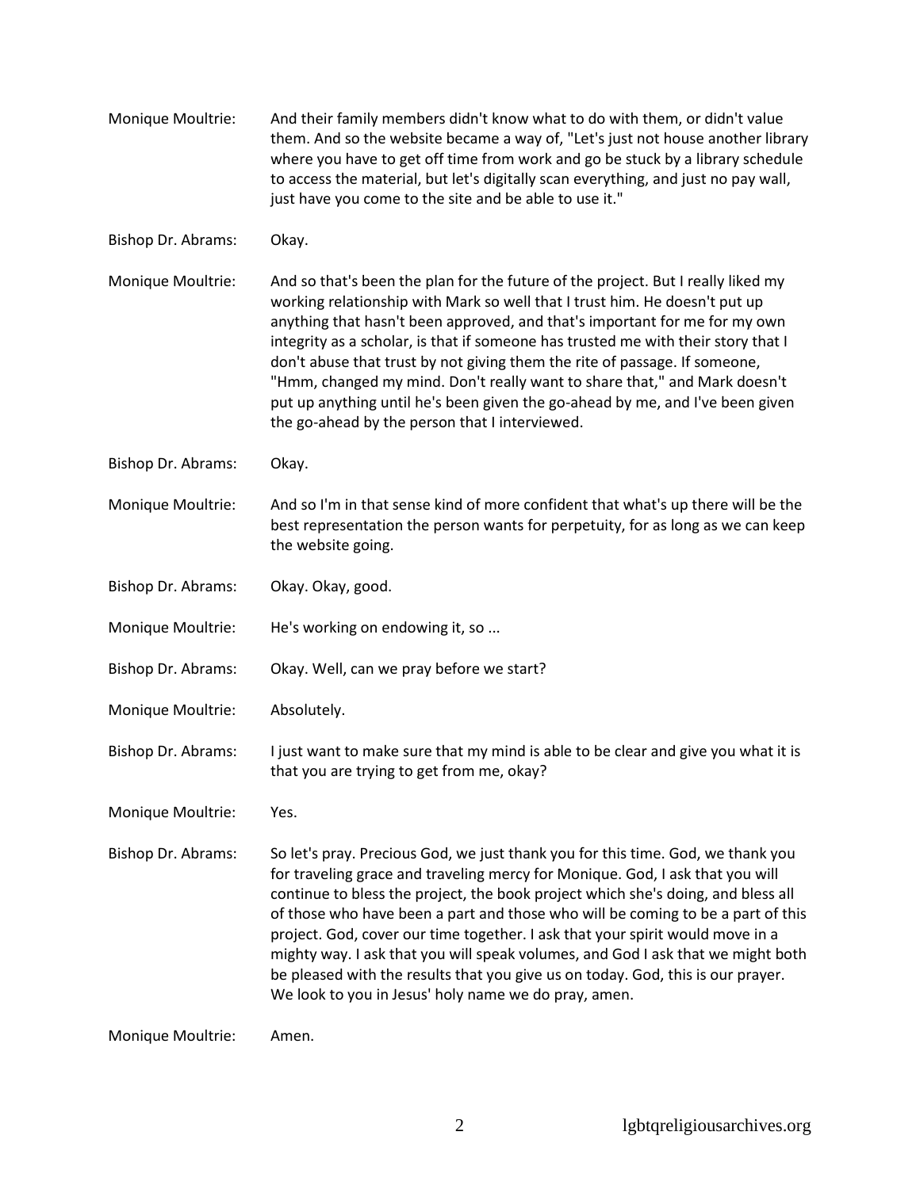Monique Moultrie: And their family members didn't know what to do with them, or didn't value them. And so the website became a way of, "Let's just not house another library where you have to get off time from work and go be stuck by a library schedule to access the material, but let's digitally scan everything, and just no pay wall, just have you come to the site and be able to use it."

Bishop Dr. Abrams: Okay.

Monique Moultrie: And so that's been the plan for the future of the project. But I really liked my working relationship with Mark so well that I trust him. He doesn't put up anything that hasn't been approved, and that's important for me for my own integrity as a scholar, is that if someone has trusted me with their story that I don't abuse that trust by not giving them the rite of passage. If someone, "Hmm, changed my mind. Don't really want to share that," and Mark doesn't put up anything until he's been given the go-ahead by me, and I've been given the go-ahead by the person that I interviewed.

Bishop Dr. Abrams: Okay.

Monique Moultrie: And so I'm in that sense kind of more confident that what's up there will be the best representation the person wants for perpetuity, for as long as we can keep the website going.

Bishop Dr. Abrams: Okay. Okay, good.

Monique Moultrie: He's working on endowing it, so ...

Bishop Dr. Abrams: Okay. Well, can we pray before we start?

Monique Moultrie: Absolutely.

Bishop Dr. Abrams: I just want to make sure that my mind is able to be clear and give you what it is that you are trying to get from me, okay?

Monique Moultrie: Yes.

Bishop Dr. Abrams: So let's pray. Precious God, we just thank you for this time. God, we thank you for traveling grace and traveling mercy for Monique. God, I ask that you will continue to bless the project, the book project which she's doing, and bless all of those who have been a part and those who will be coming to be a part of this project. God, cover our time together. I ask that your spirit would move in a mighty way. I ask that you will speak volumes, and God I ask that we might both be pleased with the results that you give us on today. God, this is our prayer. We look to you in Jesus' holy name we do pray, amen.

Monique Moultrie: Amen.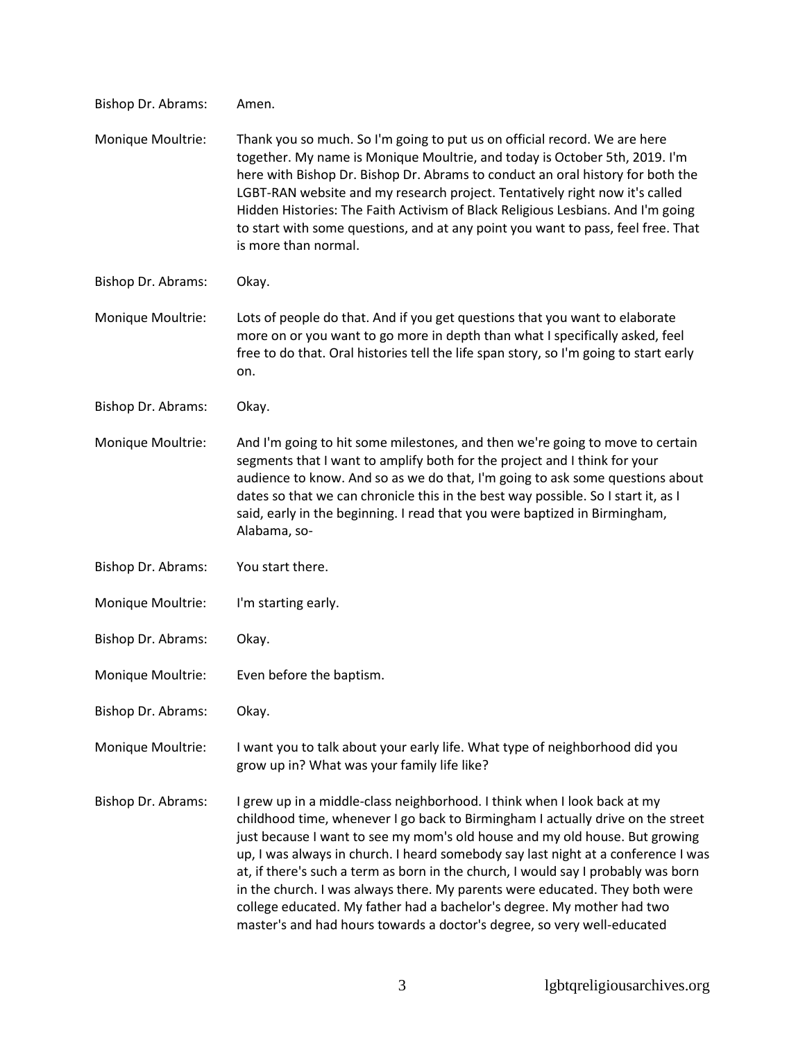Bishop Dr. Abrams: Amen.

Monique Moultrie: Thank you so much. So I'm going to put us on official record. We are here together. My name is Monique Moultrie, and today is October 5th, 2019. I'm here with Bishop Dr. Bishop Dr. Abrams to conduct an oral history for both the LGBT-RAN website and my research project. Tentatively right now it's called Hidden Histories: The Faith Activism of Black Religious Lesbians. And I'm going to start with some questions, and at any point you want to pass, feel free. That is more than normal.

Bishop Dr. Abrams: Okay.

Monique Moultrie: Lots of people do that. And if you get questions that you want to elaborate more on or you want to go more in depth than what I specifically asked, feel free to do that. Oral histories tell the life span story, so I'm going to start early on.

Bishop Dr. Abrams: Okay.

Monique Moultrie: And I'm going to hit some milestones, and then we're going to move to certain segments that I want to amplify both for the project and I think for your audience to know. And so as we do that, I'm going to ask some questions about dates so that we can chronicle this in the best way possible. So I start it, as I said, early in the beginning. I read that you were baptized in Birmingham, Alabama, so-

Bishop Dr. Abrams: You start there.

Monique Moultrie: I'm starting early.

Bishop Dr. Abrams: Okay.

Monique Moultrie: Even before the baptism.

Bishop Dr. Abrams: Okay.

Monique Moultrie: I want you to talk about your early life. What type of neighborhood did you grow up in? What was your family life like?

Bishop Dr. Abrams: I grew up in a middle-class neighborhood. I think when I look back at my childhood time, whenever I go back to Birmingham I actually drive on the street just because I want to see my mom's old house and my old house. But growing up, I was always in church. I heard somebody say last night at a conference I was at, if there's such a term as born in the church, I would say I probably was born in the church. I was always there. My parents were educated. They both were college educated. My father had a bachelor's degree. My mother had two master's and had hours towards a doctor's degree, so very well-educated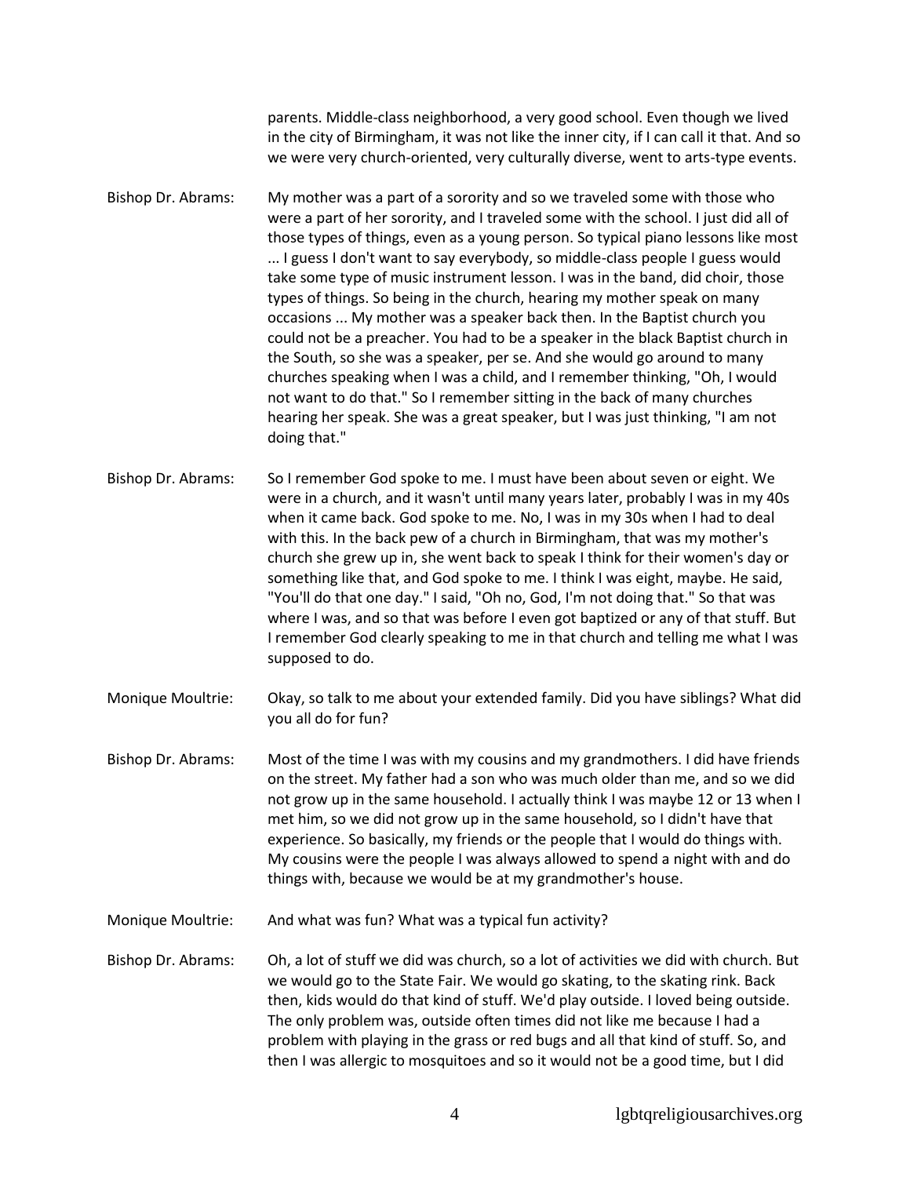parents. Middle-class neighborhood, a very good school. Even though we lived in the city of Birmingham, it was not like the inner city, if I can call it that. And so we were very church-oriented, very culturally diverse, went to arts-type events.

Bishop Dr. Abrams: My mother was a part of a sorority and so we traveled some with those who were a part of her sorority, and I traveled some with the school. I just did all of those types of things, even as a young person. So typical piano lessons like most ... I guess I don't want to say everybody, so middle-class people I guess would take some type of music instrument lesson. I was in the band, did choir, those types of things. So being in the church, hearing my mother speak on many occasions ... My mother was a speaker back then. In the Baptist church you could not be a preacher. You had to be a speaker in the black Baptist church in the South, so she was a speaker, per se. And she would go around to many churches speaking when I was a child, and I remember thinking, "Oh, I would not want to do that." So I remember sitting in the back of many churches hearing her speak. She was a great speaker, but I was just thinking, "I am not doing that."

Bishop Dr. Abrams: So I remember God spoke to me. I must have been about seven or eight. We were in a church, and it wasn't until many years later, probably I was in my 40s when it came back. God spoke to me. No, I was in my 30s when I had to deal with this. In the back pew of a church in Birmingham, that was my mother's church she grew up in, she went back to speak I think for their women's day or something like that, and God spoke to me. I think I was eight, maybe. He said, "You'll do that one day." I said, "Oh no, God, I'm not doing that." So that was where I was, and so that was before I even got baptized or any of that stuff. But I remember God clearly speaking to me in that church and telling me what I was supposed to do.

Monique Moultrie: Okay, so talk to me about your extended family. Did you have siblings? What did you all do for fun?

Bishop Dr. Abrams: Most of the time I was with my cousins and my grandmothers. I did have friends on the street. My father had a son who was much older than me, and so we did not grow up in the same household. I actually think I was maybe 12 or 13 when I met him, so we did not grow up in the same household, so I didn't have that experience. So basically, my friends or the people that I would do things with. My cousins were the people I was always allowed to spend a night with and do things with, because we would be at my grandmother's house.

Monique Moultrie: And what was fun? What was a typical fun activity?

Bishop Dr. Abrams: Oh, a lot of stuff we did was church, so a lot of activities we did with church. But we would go to the State Fair. We would go skating, to the skating rink. Back then, kids would do that kind of stuff. We'd play outside. I loved being outside. The only problem was, outside often times did not like me because I had a problem with playing in the grass or red bugs and all that kind of stuff. So, and then I was allergic to mosquitoes and so it would not be a good time, but I did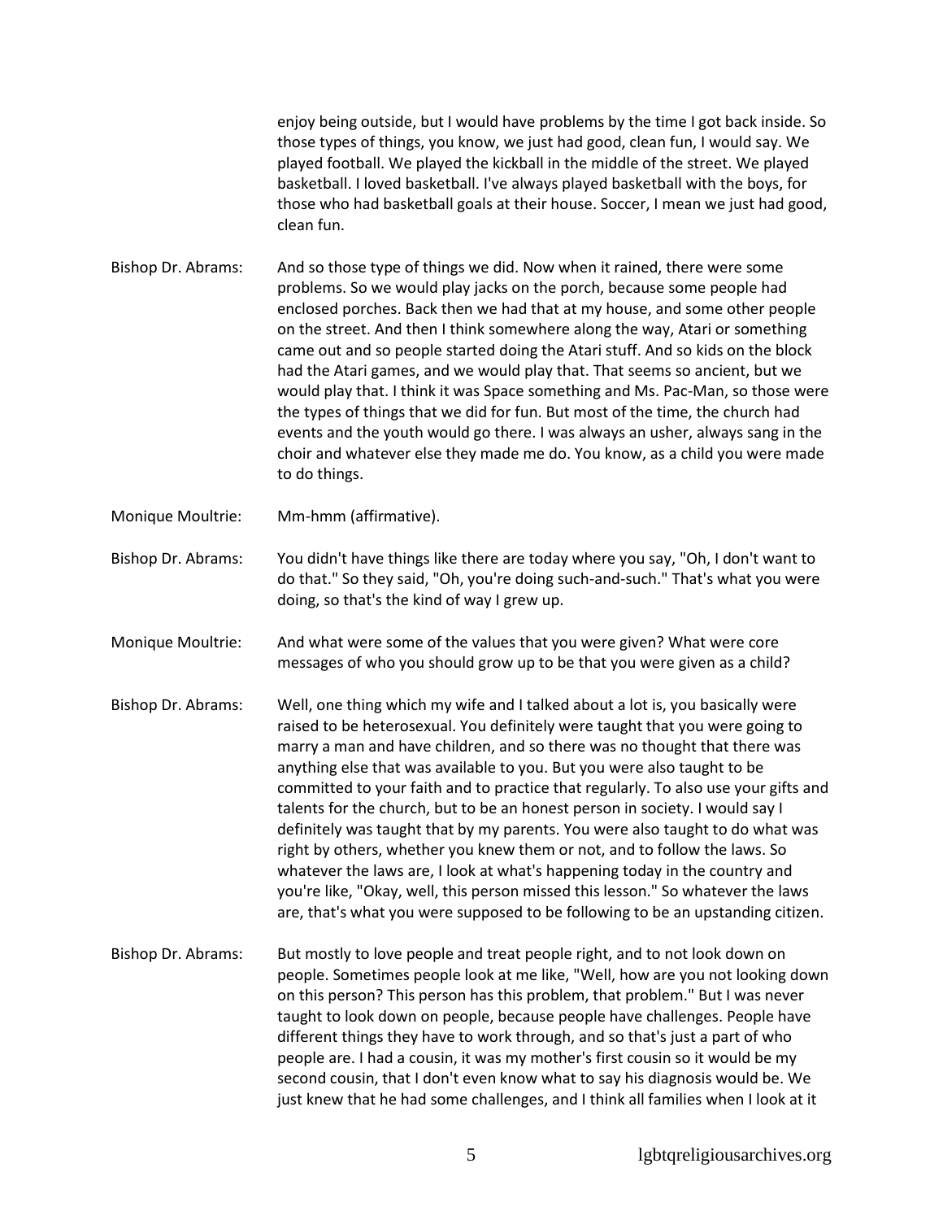enjoy being outside, but I would have problems by the time I got back inside. So those types of things, you know, we just had good, clean fun, I would say. We played football. We played the kickball in the middle of the street. We played basketball. I loved basketball. I've always played basketball with the boys, for those who had basketball goals at their house. Soccer, I mean we just had good, clean fun.

Bishop Dr. Abrams: And so those type of things we did. Now when it rained, there were some problems. So we would play jacks on the porch, because some people had enclosed porches. Back then we had that at my house, and some other people on the street. And then I think somewhere along the way, Atari or something came out and so people started doing the Atari stuff. And so kids on the block had the Atari games, and we would play that. That seems so ancient, but we would play that. I think it was Space something and Ms. Pac-Man, so those were the types of things that we did for fun. But most of the time, the church had events and the youth would go there. I was always an usher, always sang in the choir and whatever else they made me do. You know, as a child you were made to do things.

Monique Moultrie: Mm-hmm (affirmative).

Bishop Dr. Abrams: You didn't have things like there are today where you say, "Oh, I don't want to do that." So they said, "Oh, you're doing such-and-such." That's what you were doing, so that's the kind of way I grew up.

Monique Moultrie: And what were some of the values that you were given? What were core messages of who you should grow up to be that you were given as a child?

Bishop Dr. Abrams: Well, one thing which my wife and I talked about a lot is, you basically were raised to be heterosexual. You definitely were taught that you were going to marry a man and have children, and so there was no thought that there was anything else that was available to you. But you were also taught to be committed to your faith and to practice that regularly. To also use your gifts and talents for the church, but to be an honest person in society. I would say I definitely was taught that by my parents. You were also taught to do what was right by others, whether you knew them or not, and to follow the laws. So whatever the laws are, I look at what's happening today in the country and you're like, "Okay, well, this person missed this lesson." So whatever the laws are, that's what you were supposed to be following to be an upstanding citizen.

Bishop Dr. Abrams: But mostly to love people and treat people right, and to not look down on people. Sometimes people look at me like, "Well, how are you not looking down on this person? This person has this problem, that problem." But I was never taught to look down on people, because people have challenges. People have different things they have to work through, and so that's just a part of who people are. I had a cousin, it was my mother's first cousin so it would be my second cousin, that I don't even know what to say his diagnosis would be. We just knew that he had some challenges, and I think all families when I look at it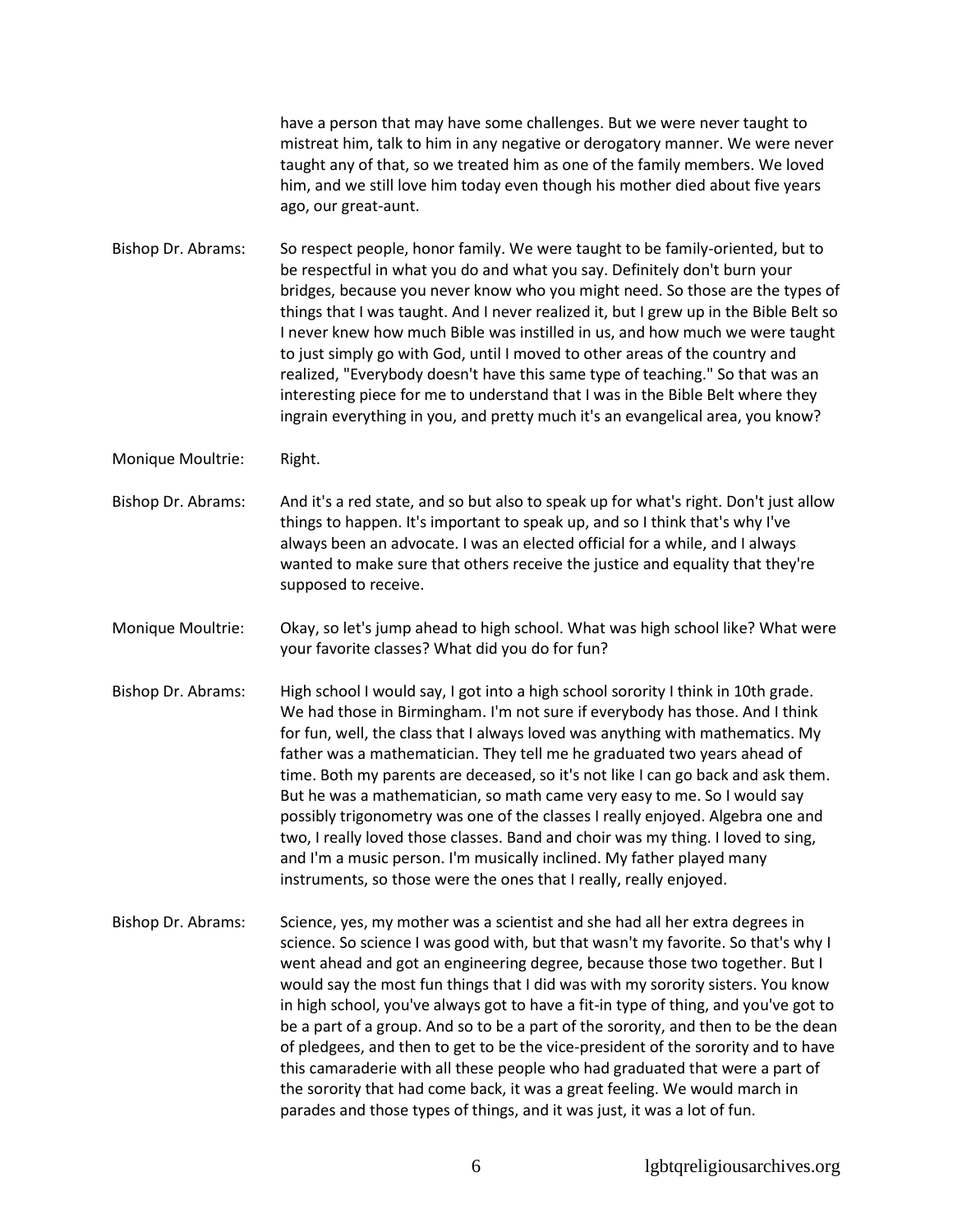have a person that may have some challenges. But we were never taught to mistreat him, talk to him in any negative or derogatory manner. We were never taught any of that, so we treated him as one of the family members. We loved him, and we still love him today even though his mother died about five years ago, our great-aunt.

Bishop Dr. Abrams: So respect people, honor family. We were taught to be family-oriented, but to be respectful in what you do and what you say. Definitely don't burn your bridges, because you never know who you might need. So those are the types of things that I was taught. And I never realized it, but I grew up in the Bible Belt so I never knew how much Bible was instilled in us, and how much we were taught to just simply go with God, until I moved to other areas of the country and realized, "Everybody doesn't have this same type of teaching." So that was an interesting piece for me to understand that I was in the Bible Belt where they ingrain everything in you, and pretty much it's an evangelical area, you know?

Monique Moultrie: Right.

Bishop Dr. Abrams: And it's a red state, and so but also to speak up for what's right. Don't just allow things to happen. It's important to speak up, and so I think that's why I've always been an advocate. I was an elected official for a while, and I always wanted to make sure that others receive the justice and equality that they're supposed to receive.

Monique Moultrie: Okay, so let's jump ahead to high school. What was high school like? What were your favorite classes? What did you do for fun?

Bishop Dr. Abrams: High school I would say, I got into a high school sorority I think in 10th grade. We had those in Birmingham. I'm not sure if everybody has those. And I think for fun, well, the class that I always loved was anything with mathematics. My father was a mathematician. They tell me he graduated two years ahead of time. Both my parents are deceased, so it's not like I can go back and ask them. But he was a mathematician, so math came very easy to me. So I would say possibly trigonometry was one of the classes I really enjoyed. Algebra one and two, I really loved those classes. Band and choir was my thing. I loved to sing, and I'm a music person. I'm musically inclined. My father played many instruments, so those were the ones that I really, really enjoyed.

Bishop Dr. Abrams: Science, yes, my mother was a scientist and she had all her extra degrees in science. So science I was good with, but that wasn't my favorite. So that's why I went ahead and got an engineering degree, because those two together. But I would say the most fun things that I did was with my sorority sisters. You know in high school, you've always got to have a fit-in type of thing, and you've got to be a part of a group. And so to be a part of the sorority, and then to be the dean of pledgees, and then to get to be the vice-president of the sorority and to have this camaraderie with all these people who had graduated that were a part of the sorority that had come back, it was a great feeling. We would march in parades and those types of things, and it was just, it was a lot of fun.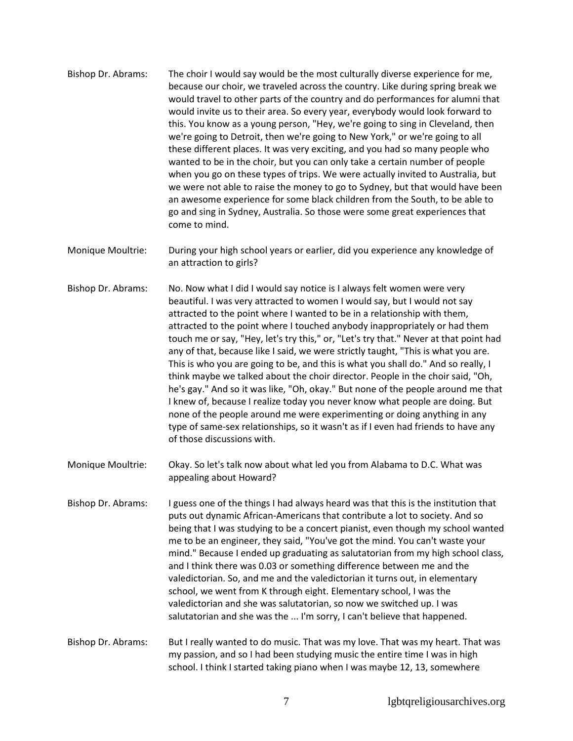Bishop Dr. Abrams: The choir I would say would be the most culturally diverse experience for me, because our choir, we traveled across the country. Like during spring break we would travel to other parts of the country and do performances for alumni that would invite us to their area. So every year, everybody would look forward to this. You know as a young person, "Hey, we're going to sing in Cleveland, then we're going to Detroit, then we're going to New York," or we're going to all these different places. It was very exciting, and you had so many people who wanted to be in the choir, but you can only take a certain number of people when you go on these types of trips. We were actually invited to Australia, but we were not able to raise the money to go to Sydney, but that would have been an awesome experience for some black children from the South, to be able to go and sing in Sydney, Australia. So those were some great experiences that come to mind.

Monique Moultrie: During your high school years or earlier, did you experience any knowledge of an attraction to girls?

Bishop Dr. Abrams: No. Now what I did I would say notice is I always felt women were very beautiful. I was very attracted to women I would say, but I would not say attracted to the point where I wanted to be in a relationship with them, attracted to the point where I touched anybody inappropriately or had them touch me or say, "Hey, let's try this," or, "Let's try that." Never at that point had any of that, because like I said, we were strictly taught, "This is what you are. This is who you are going to be, and this is what you shall do." And so really, I think maybe we talked about the choir director. People in the choir said, "Oh, he's gay." And so it was like, "Oh, okay." But none of the people around me that I knew of, because I realize today you never know what people are doing. But none of the people around me were experimenting or doing anything in any type of same-sex relationships, so it wasn't as if I even had friends to have any of those discussions with.

Monique Moultrie: Okay. So let's talk now about what led you from Alabama to D.C. What was appealing about Howard?

Bishop Dr. Abrams: I guess one of the things I had always heard was that this is the institution that puts out dynamic African-Americans that contribute a lot to society. And so being that I was studying to be a concert pianist, even though my school wanted me to be an engineer, they said, "You've got the mind. You can't waste your mind." Because I ended up graduating as salutatorian from my high school class, and I think there was 0.03 or something difference between me and the valedictorian. So, and me and the valedictorian it turns out, in elementary school, we went from K through eight. Elementary school, I was the valedictorian and she was salutatorian, so now we switched up. I was salutatorian and she was the ... I'm sorry, I can't believe that happened.

Bishop Dr. Abrams: But I really wanted to do music. That was my love. That was my heart. That was my passion, and so I had been studying music the entire time I was in high school. I think I started taking piano when I was maybe 12, 13, somewhere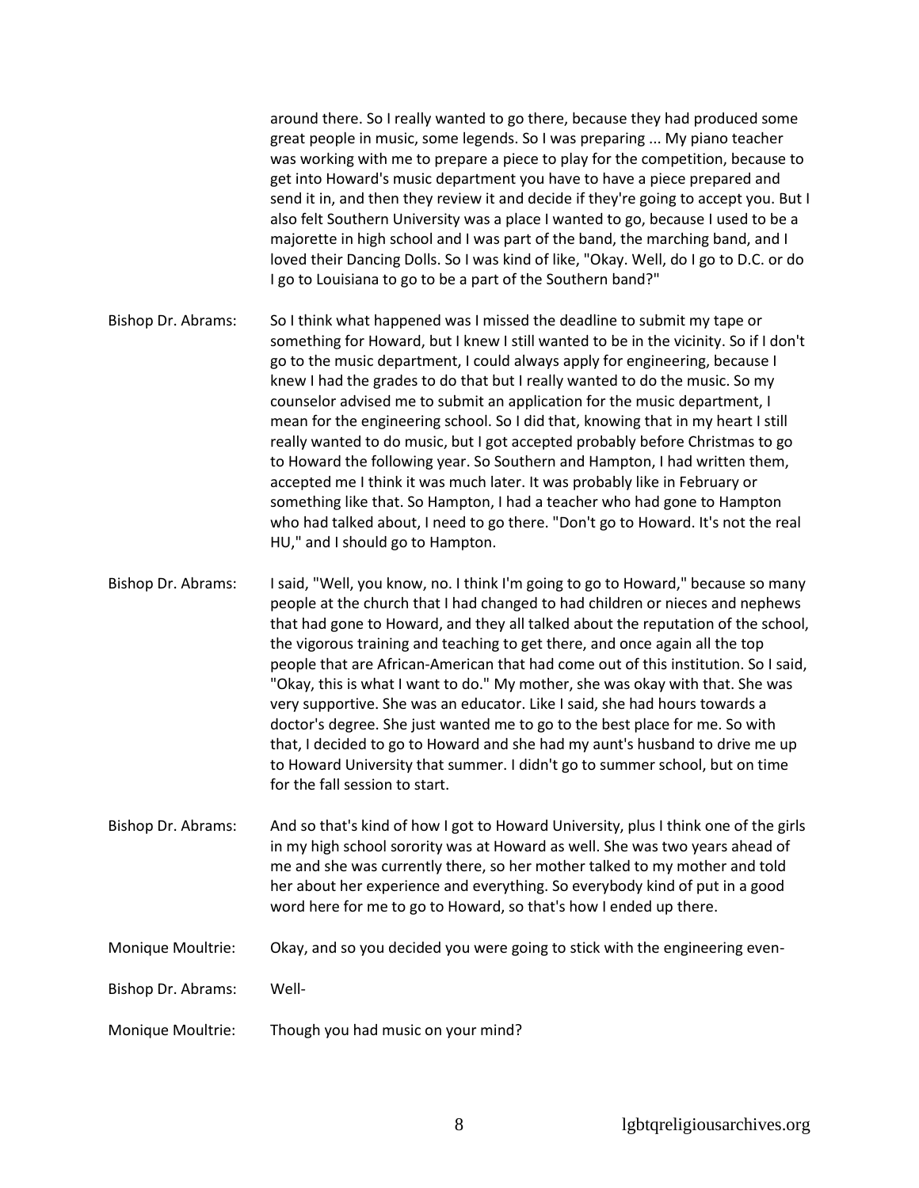around there. So I really wanted to go there, because they had produced some great people in music, some legends. So I was preparing ... My piano teacher was working with me to prepare a piece to play for the competition, because to get into Howard's music department you have to have a piece prepared and send it in, and then they review it and decide if they're going to accept you. But I also felt Southern University was a place I wanted to go, because I used to be a majorette in high school and I was part of the band, the marching band, and I loved their Dancing Dolls. So I was kind of like, "Okay. Well, do I go to D.C. or do I go to Louisiana to go to be a part of the Southern band?"

Bishop Dr. Abrams: So I think what happened was I missed the deadline to submit my tape or something for Howard, but I knew I still wanted to be in the vicinity. So if I don't go to the music department, I could always apply for engineering, because I knew I had the grades to do that but I really wanted to do the music. So my counselor advised me to submit an application for the music department, I mean for the engineering school. So I did that, knowing that in my heart I still really wanted to do music, but I got accepted probably before Christmas to go to Howard the following year. So Southern and Hampton, I had written them, accepted me I think it was much later. It was probably like in February or something like that. So Hampton, I had a teacher who had gone to Hampton who had talked about, I need to go there. "Don't go to Howard. It's not the real HU," and I should go to Hampton.

Bishop Dr. Abrams: I said, "Well, you know, no. I think I'm going to go to Howard," because so many people at the church that I had changed to had children or nieces and nephews that had gone to Howard, and they all talked about the reputation of the school, the vigorous training and teaching to get there, and once again all the top people that are African-American that had come out of this institution. So I said, "Okay, this is what I want to do." My mother, she was okay with that. She was very supportive. She was an educator. Like I said, she had hours towards a doctor's degree. She just wanted me to go to the best place for me. So with that, I decided to go to Howard and she had my aunt's husband to drive me up to Howard University that summer. I didn't go to summer school, but on time for the fall session to start.

Bishop Dr. Abrams: And so that's kind of how I got to Howard University, plus I think one of the girls in my high school sorority was at Howard as well. She was two years ahead of me and she was currently there, so her mother talked to my mother and told her about her experience and everything. So everybody kind of put in a good word here for me to go to Howard, so that's how I ended up there.

Monique Moultrie: Okay, and so you decided you were going to stick with the engineering even-

Bishop Dr. Abrams: Well-

Monique Moultrie: Though you had music on your mind?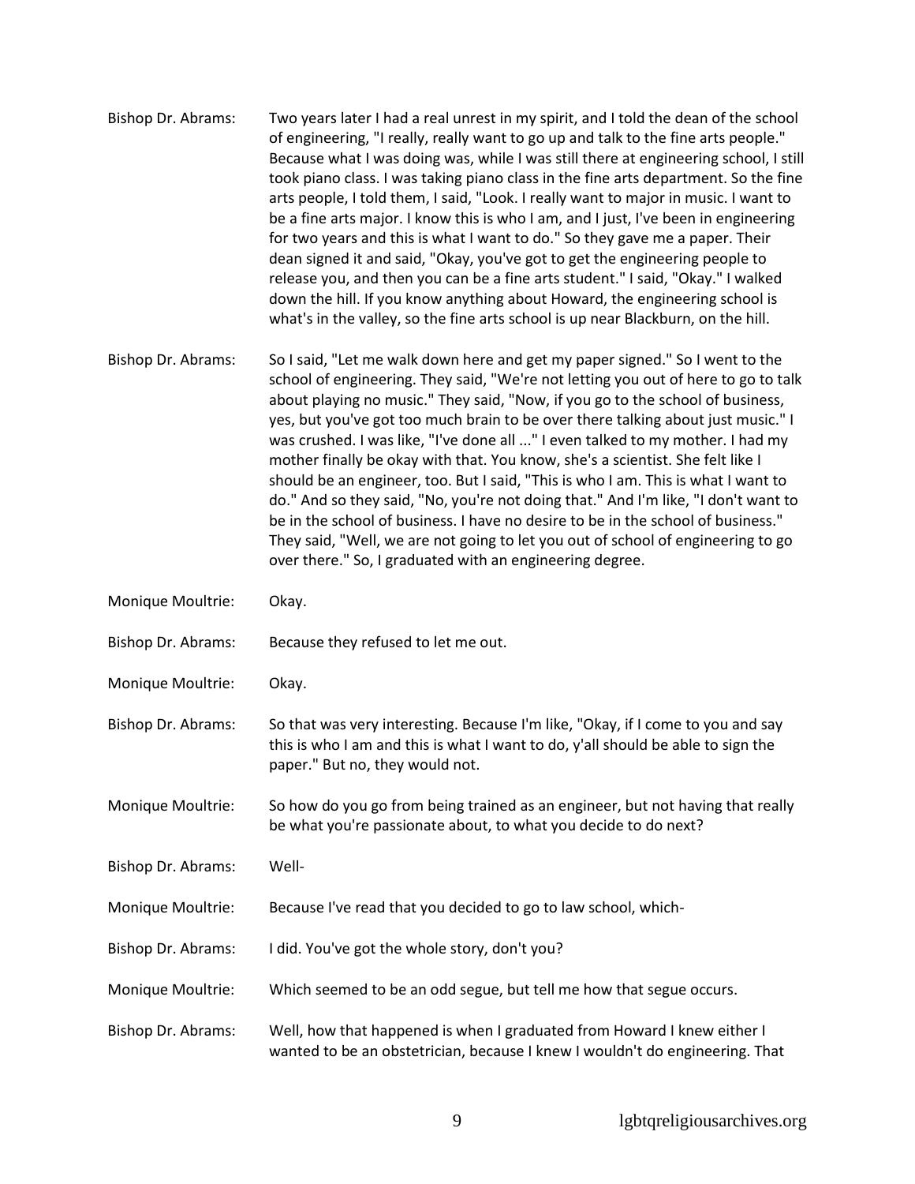Bishop Dr. Abrams: Two years later I had a real unrest in my spirit, and I told the dean of the school of engineering, "I really, really want to go up and talk to the fine arts people." Because what I was doing was, while I was still there at engineering school, I still took piano class. I was taking piano class in the fine arts department. So the fine arts people, I told them, I said, "Look. I really want to major in music. I want to be a fine arts major. I know this is who I am, and I just, I've been in engineering for two years and this is what I want to do." So they gave me a paper. Their dean signed it and said, "Okay, you've got to get the engineering people to release you, and then you can be a fine arts student." I said, "Okay." I walked down the hill. If you know anything about Howard, the engineering school is what's in the valley, so the fine arts school is up near Blackburn, on the hill.

Bishop Dr. Abrams: So I said, "Let me walk down here and get my paper signed." So I went to the school of engineering. They said, "We're not letting you out of here to go to talk about playing no music." They said, "Now, if you go to the school of business, yes, but you've got too much brain to be over there talking about just music." I was crushed. I was like, "I've done all ..." I even talked to my mother. I had my mother finally be okay with that. You know, she's a scientist. She felt like I should be an engineer, too. But I said, "This is who I am. This is what I want to do." And so they said, "No, you're not doing that." And I'm like, "I don't want to be in the school of business. I have no desire to be in the school of business." They said, "Well, we are not going to let you out of school of engineering to go over there." So, I graduated with an engineering degree.

Monique Moultrie: Okay.

Bishop Dr. Abrams: Because they refused to let me out.

Monique Moultrie: Okay.

Bishop Dr. Abrams: So that was very interesting. Because I'm like, "Okay, if I come to you and say this is who I am and this is what I want to do, y'all should be able to sign the paper." But no, they would not.

Monique Moultrie: So how do you go from being trained as an engineer, but not having that really be what you're passionate about, to what you decide to do next?

Bishop Dr. Abrams: Well-

Monique Moultrie: Because I've read that you decided to go to law school, which-

Bishop Dr. Abrams: I did. You've got the whole story, don't you?

Monique Moultrie: Which seemed to be an odd segue, but tell me how that segue occurs.

Bishop Dr. Abrams: Well, how that happened is when I graduated from Howard I knew either I wanted to be an obstetrician, because I knew I wouldn't do engineering. That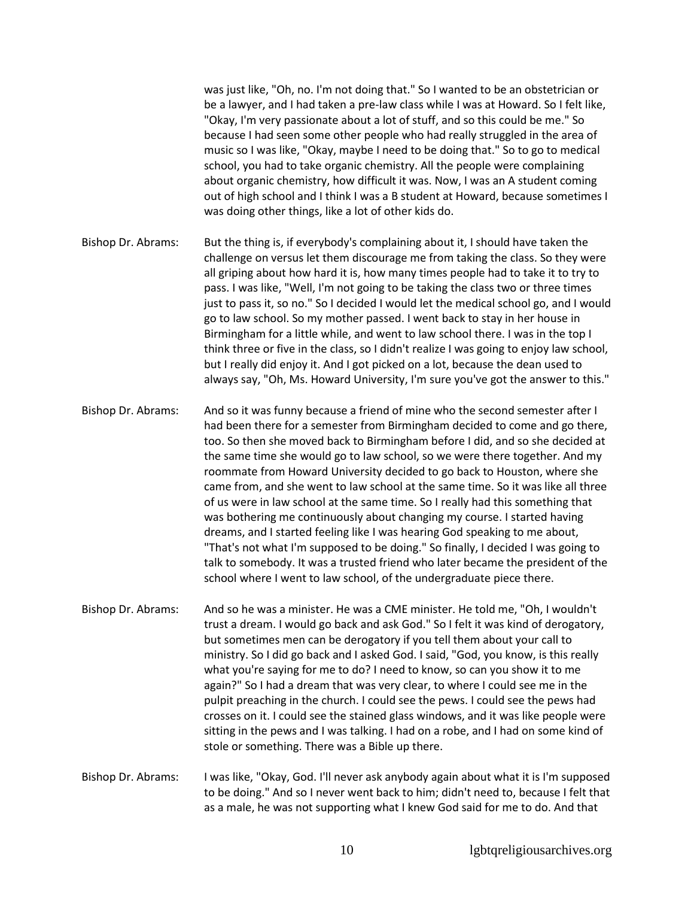was just like, "Oh, no. I'm not doing that." So I wanted to be an obstetrician or be a lawyer, and I had taken a pre-law class while I was at Howard. So I felt like, "Okay, I'm very passionate about a lot of stuff, and so this could be me." So because I had seen some other people who had really struggled in the area of music so I was like, "Okay, maybe I need to be doing that." So to go to medical school, you had to take organic chemistry. All the people were complaining about organic chemistry, how difficult it was. Now, I was an A student coming out of high school and I think I was a B student at Howard, because sometimes I was doing other things, like a lot of other kids do.

Bishop Dr. Abrams: But the thing is, if everybody's complaining about it, I should have taken the challenge on versus let them discourage me from taking the class. So they were all griping about how hard it is, how many times people had to take it to try to pass. I was like, "Well, I'm not going to be taking the class two or three times just to pass it, so no." So I decided I would let the medical school go, and I would go to law school. So my mother passed. I went back to stay in her house in Birmingham for a little while, and went to law school there. I was in the top I think three or five in the class, so I didn't realize I was going to enjoy law school, but I really did enjoy it. And I got picked on a lot, because the dean used to always say, "Oh, Ms. Howard University, I'm sure you've got the answer to this."

Bishop Dr. Abrams: And so it was funny because a friend of mine who the second semester after I had been there for a semester from Birmingham decided to come and go there, too. So then she moved back to Birmingham before I did, and so she decided at the same time she would go to law school, so we were there together. And my roommate from Howard University decided to go back to Houston, where she came from, and she went to law school at the same time. So it was like all three of us were in law school at the same time. So I really had this something that was bothering me continuously about changing my course. I started having dreams, and I started feeling like I was hearing God speaking to me about, "That's not what I'm supposed to be doing." So finally, I decided I was going to talk to somebody. It was a trusted friend who later became the president of the school where I went to law school, of the undergraduate piece there.

Bishop Dr. Abrams: And so he was a minister. He was a CME minister. He told me, "Oh, I wouldn't trust a dream. I would go back and ask God." So I felt it was kind of derogatory, but sometimes men can be derogatory if you tell them about your call to ministry. So I did go back and I asked God. I said, "God, you know, is this really what you're saying for me to do? I need to know, so can you show it to me again?" So I had a dream that was very clear, to where I could see me in the pulpit preaching in the church. I could see the pews. I could see the pews had crosses on it. I could see the stained glass windows, and it was like people were sitting in the pews and I was talking. I had on a robe, and I had on some kind of stole or something. There was a Bible up there.

Bishop Dr. Abrams: I was like, "Okay, God. I'll never ask anybody again about what it is I'm supposed to be doing." And so I never went back to him; didn't need to, because I felt that as a male, he was not supporting what I knew God said for me to do. And that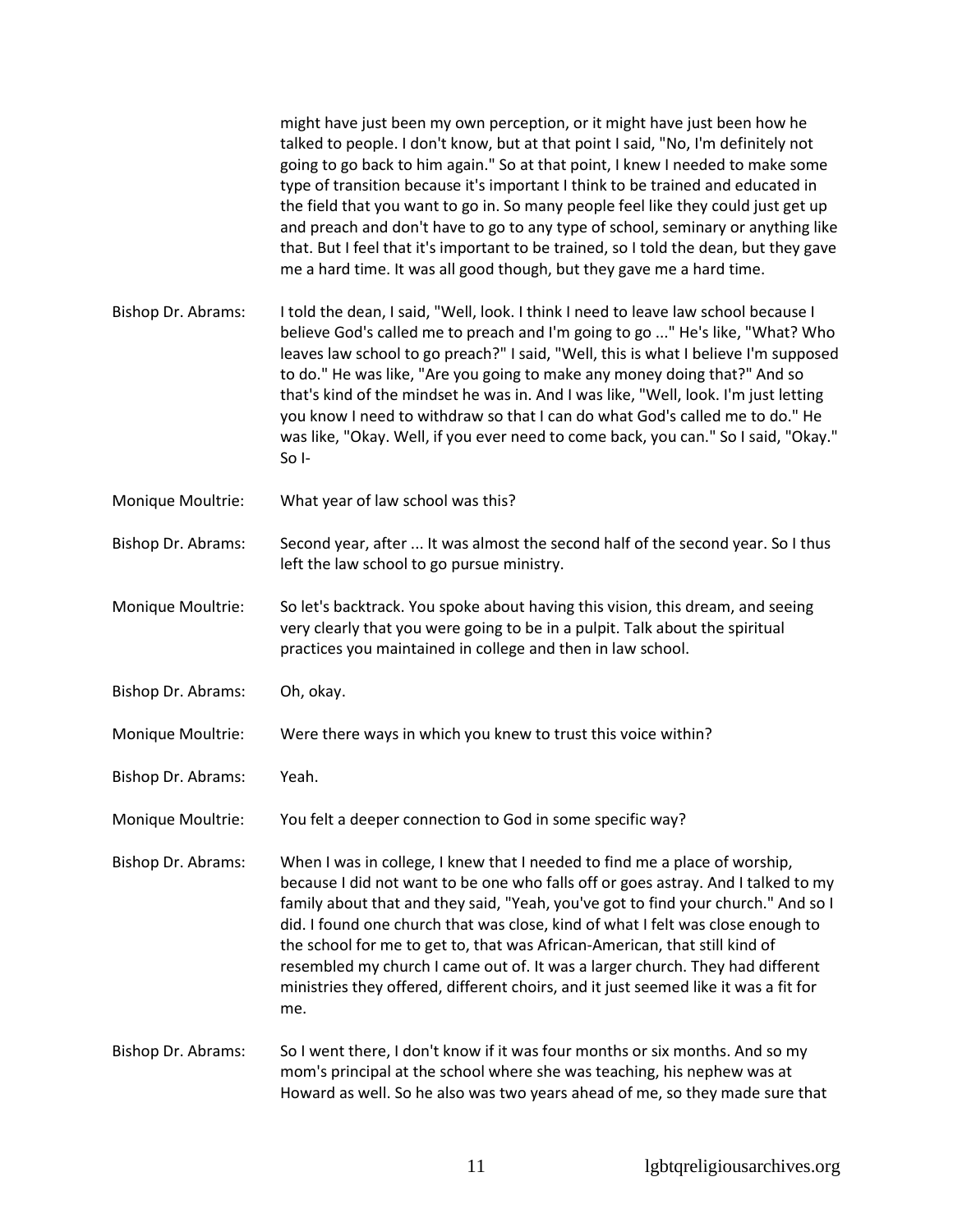might have just been my own perception, or it might have just been how he talked to people. I don't know, but at that point I said, "No, I'm definitely not going to go back to him again." So at that point, I knew I needed to make some type of transition because it's important I think to be trained and educated in the field that you want to go in. So many people feel like they could just get up and preach and don't have to go to any type of school, seminary or anything like that. But I feel that it's important to be trained, so I told the dean, but they gave me a hard time. It was all good though, but they gave me a hard time.

Bishop Dr. Abrams: I told the dean, I said, "Well, look. I think I need to leave law school because I believe God's called me to preach and I'm going to go ..." He's like, "What? Who leaves law school to go preach?" I said, "Well, this is what I believe I'm supposed to do." He was like, "Are you going to make any money doing that?" And so that's kind of the mindset he was in. And I was like, "Well, look. I'm just letting you know I need to withdraw so that I can do what God's called me to do." He was like, "Okay. Well, if you ever need to come back, you can." So I said, "Okay." So I-

Monique Moultrie: What year of law school was this?

Bishop Dr. Abrams: Second year, after ... It was almost the second half of the second year. So I thus left the law school to go pursue ministry.

Monique Moultrie: So let's backtrack. You spoke about having this vision, this dream, and seeing very clearly that you were going to be in a pulpit. Talk about the spiritual practices you maintained in college and then in law school.

Bishop Dr. Abrams: Oh, okay.

Monique Moultrie: Were there ways in which you knew to trust this voice within?

Bishop Dr. Abrams: Yeah.

Monique Moultrie: You felt a deeper connection to God in some specific way?

Bishop Dr. Abrams: When I was in college, I knew that I needed to find me a place of worship, because I did not want to be one who falls off or goes astray. And I talked to my family about that and they said, "Yeah, you've got to find your church." And so I did. I found one church that was close, kind of what I felt was close enough to the school for me to get to, that was African-American, that still kind of resembled my church I came out of. It was a larger church. They had different ministries they offered, different choirs, and it just seemed like it was a fit for me.

Bishop Dr. Abrams: So I went there, I don't know if it was four months or six months. And so my mom's principal at the school where she was teaching, his nephew was at Howard as well. So he also was two years ahead of me, so they made sure that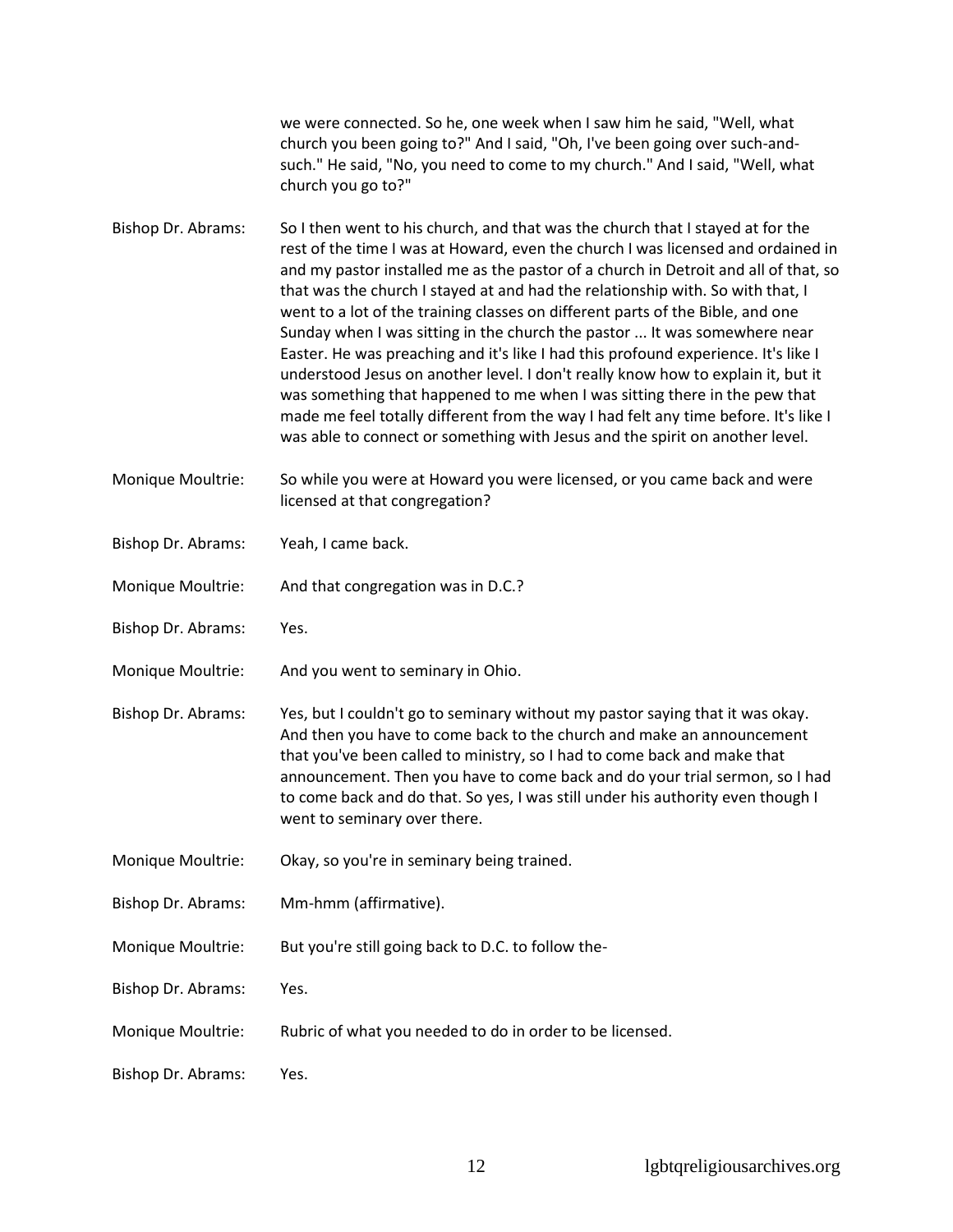we were connected. So he, one week when I saw him he said, "Well, what church you been going to?" And I said, "Oh, I've been going over such-and-such." He said, "No, you need to come to my church." And I said, "Well, what church you go to?"

Bishop Dr. Abrams: So I then went to his church, and that was the church that I stayed at for the rest of the time I was at Howard, even the church I was licensed and ordained in and my pastor installed me as the pastor of a church in Detroit and all of that, so that was the church I stayed at and had the relationship with. So with that, I went to a lot of the training classes on different parts of the Bible, and one Sunday when I was sitting in the church the pastor ... It was somewhere near Easter. He was preaching and it's like I had this profound experience. It's like I understood Jesus on another level. I don't really know how to explain it, but it was something that happened to me when I was sitting there in the pew that made me feel totally different from the way I had felt any time before. It's like I was able to connect or something with Jesus and the spirit on another level.

Monique Moultrie: So while you were at Howard you were licensed, or you came back and were licensed at that congregation?

Bishop Dr. Abrams: Yeah, I came back.

Monique Moultrie: And that congregation was in D.C.?

Bishop Dr. Abrams: Yes.

Monique Moultrie: And you went to seminary in Ohio.

Bishop Dr. Abrams: Yes, but I couldn't go to seminary without my pastor saying that it was okay. And then you have to come back to the church and make an announcement that you've been called to ministry, so I had to come back and make that announcement. Then you have to come back and do your trial sermon, so I had to come back and do that. So yes, I was still under his authority even though I went to seminary over there.

Monique Moultrie: Okay, so you're in seminary being trained.

Bishop Dr. Abrams: Mm-hmm (affirmative).

Monique Moultrie: But you're still going back to D.C. to follow the-

Bishop Dr. Abrams: Yes.

Monique Moultrie: Rubric of what you needed to do in order to be licensed.

Bishop Dr. Abrams: Yes.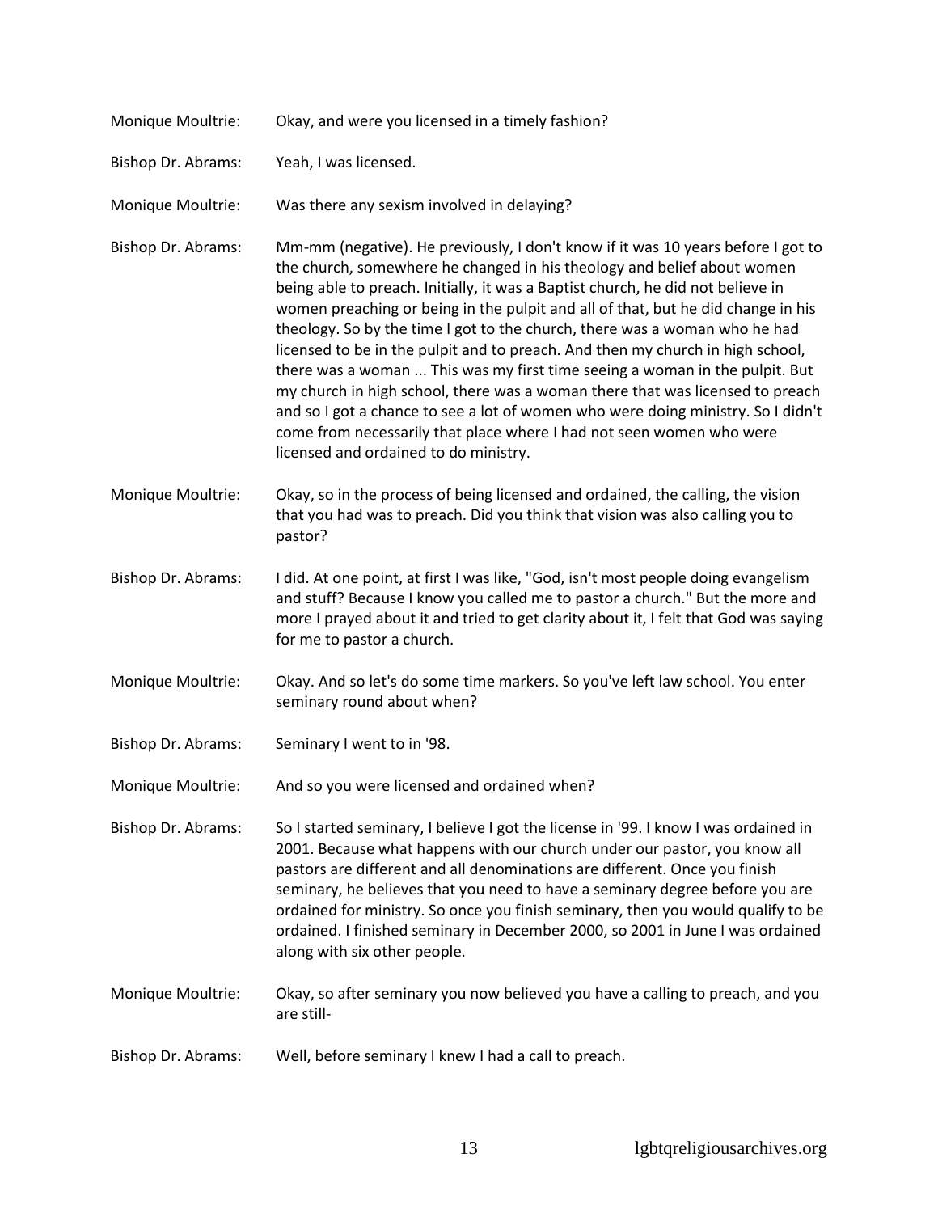Monique Moultrie: Okay, and were you licensed in a timely fashion?

Bishop Dr. Abrams: Yeah, I was licensed.

Monique Moultrie: Was there any sexism involved in delaying?

Bishop Dr. Abrams: Mm-mm (negative). He previously, I don't know if it was 10 years before I got to the church, somewhere he changed in his theology and belief about women being able to preach. Initially, it was a Baptist church, he did not believe in women preaching or being in the pulpit and all of that, but he did change in his theology. So by the time I got to the church, there was a woman who he had licensed to be in the pulpit and to preach. And then my church in high school, there was a woman ... This was my first time seeing a woman in the pulpit. But my church in high school, there was a woman there that was licensed to preach and so I got a chance to see a lot of women who were doing ministry. So I didn't come from necessarily that place where I had not seen women who were licensed and ordained to do ministry.

Monique Moultrie: Okay, so in the process of being licensed and ordained, the calling, the vision that you had was to preach. Did you think that vision was also calling you to pastor?

Bishop Dr. Abrams: I did. At one point, at first I was like, "God, isn't most people doing evangelism and stuff? Because I know you called me to pastor a church." But the more and more I prayed about it and tried to get clarity about it, I felt that God was saying for me to pastor a church.

Monique Moultrie: Okay. And so let's do some time markers. So you've left law school. You enter seminary round about when?

Bishop Dr. Abrams: Seminary I went to in '98.

Monique Moultrie: And so you were licensed and ordained when?

Bishop Dr. Abrams: So I started seminary, I believe I got the license in '99. I know I was ordained in 2001. Because what happens with our church under our pastor, you know all pastors are different and all denominations are different. Once you finish seminary, he believes that you need to have a seminary degree before you are ordained for ministry. So once you finish seminary, then you would qualify to be ordained. I finished seminary in December 2000, so 2001 in June I was ordained along with six other people.

Monique Moultrie: Okay, so after seminary you now believed you have a calling to preach, and you are still-

Bishop Dr. Abrams: Well, before seminary I knew I had a call to preach.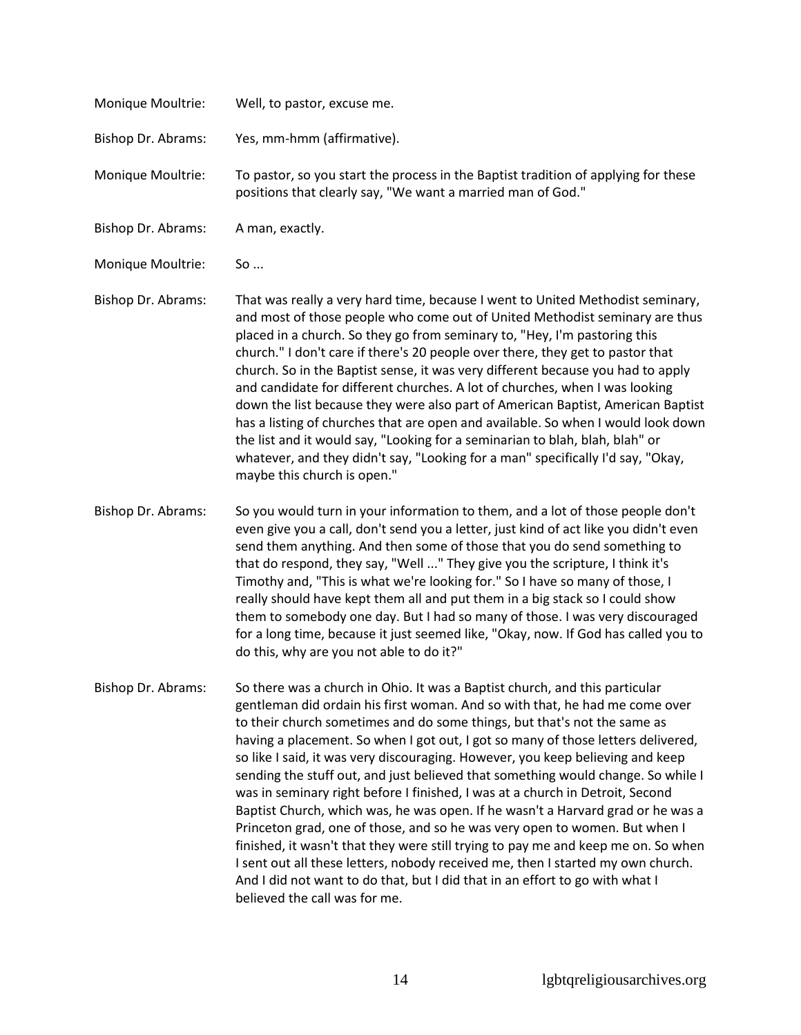Monique Moultrie: Well, to pastor, excuse me.

Bishop Dr. Abrams: Yes, mm-hmm (affirmative).

Monique Moultrie: To pastor, so you start the process in the Baptist tradition of applying for these positions that clearly say, "We want a married man of God."

Bishop Dr. Abrams: A man, exactly.

Monique Moultrie: So ...

Bishop Dr. Abrams: That was really a very hard time, because I went to United Methodist seminary, and most of those people who come out of United Methodist seminary are thus placed in a church. So they go from seminary to, "Hey, I'm pastoring this church." I don't care if there's 20 people over there, they get to pastor that church. So in the Baptist sense, it was very different because you had to apply and candidate for different churches. A lot of churches, when I was looking down the list because they were also part of American Baptist, American Baptist has a listing of churches that are open and available. So when I would look down the list and it would say, "Looking for a seminarian to blah, blah, blah" or whatever, and they didn't say, "Looking for a man" specifically I'd say, "Okay, maybe this church is open."

Bishop Dr. Abrams: So you would turn in your information to them, and a lot of those people don't even give you a call, don't send you a letter, just kind of act like you didn't even send them anything. And then some of those that you do send something to that do respond, they say, "Well ..." They give you the scripture, I think it's Timothy and, "This is what we're looking for." So I have so many of those, I really should have kept them all and put them in a big stack so I could show them to somebody one day. But I had so many of those. I was very discouraged for a long time, because it just seemed like, "Okay, now. If God has called you to do this, why are you not able to do it?"

Bishop Dr. Abrams: So there was a church in Ohio. It was a Baptist church, and this particular gentleman did ordain his first woman. And so with that, he had me come over to their church sometimes and do some things, but that's not the same as having a placement. So when I got out, I got so many of those letters delivered, so like I said, it was very discouraging. However, you keep believing and keep sending the stuff out, and just believed that something would change. So while I was in seminary right before I finished, I was at a church in Detroit, Second Baptist Church, which was, he was open. If he wasn't a Harvard grad or he was a Princeton grad, one of those, and so he was very open to women. But when I finished, it wasn't that they were still trying to pay me and keep me on. So when I sent out all these letters, nobody received me, then I started my own church. And I did not want to do that, but I did that in an effort to go with what I believed the call was for me.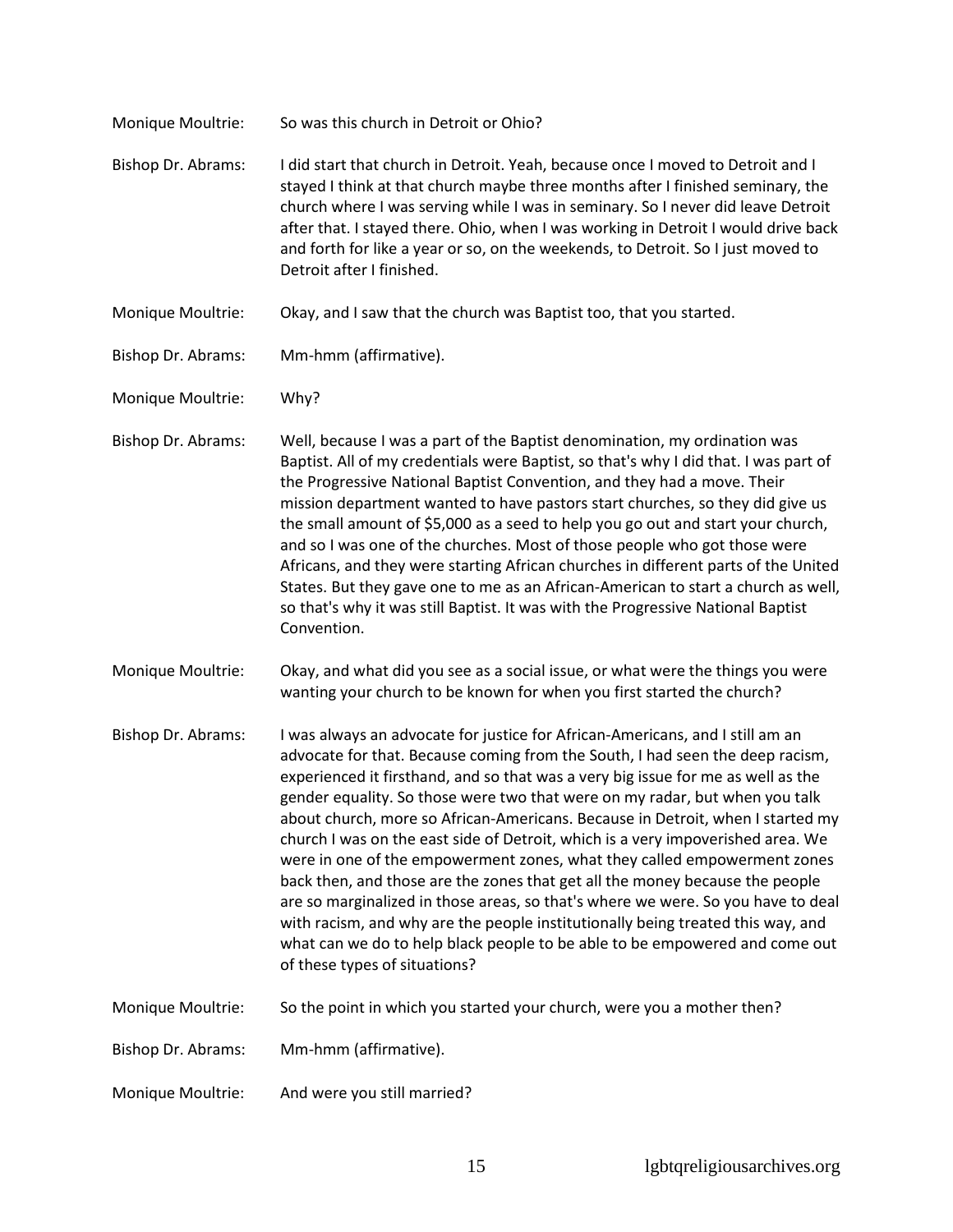Monique Moultrie: So was this church in Detroit or Ohio?

Bishop Dr. Abrams: I did start that church in Detroit. Yeah, because once I moved to Detroit and I stayed I think at that church maybe three months after I finished seminary, the church where I was serving while I was in seminary. So I never did leave Detroit after that. I stayed there. Ohio, when I was working in Detroit I would drive back and forth for like a year or so, on the weekends, to Detroit. So I just moved to Detroit after I finished.

Monique Moultrie: Okay, and I saw that the church was Baptist too, that you started.

Bishop Dr. Abrams: Mm-hmm (affirmative).

Monique Moultrie: Why?

Bishop Dr. Abrams: Well, because I was a part of the Baptist denomination, my ordination was Baptist. All of my credentials were Baptist, so that's why I did that. I was part of the Progressive National Baptist Convention, and they had a move. Their mission department wanted to have pastors start churches, so they did give us the small amount of $5,000 as a seed to help you go out and start your church, and so I was one of the churches. Most of those people who got those were Africans, and they were starting African churches in different parts of the United States. But they gave one to me as an African-American to start a church as well, so that's why it was still Baptist. It was with the Progressive National Baptist Convention.

Monique Moultrie: Okay, and what did you see as a social issue, or what were the things you were wanting your church to be known for when you first started the church?

Bishop Dr. Abrams: I was always an advocate for justice for African-Americans, and I still am an advocate for that. Because coming from the South, I had seen the deep racism, experienced it firsthand, and so that was a very big issue for me as well as the gender equality. So those were two that were on my radar, but when you talk about church, more so African-Americans. Because in Detroit, when I started my church I was on the east side of Detroit, which is a very impoverished area. We were in one of the empowerment zones, what they called empowerment zones back then, and those are the zones that get all the money because the people are so marginalized in those areas, so that's where we were. So you have to deal with racism, and why are the people institutionally being treated this way, and what can we do to help black people to be able to be empowered and come out of these types of situations?

Monique Moultrie: So the point in which you started your church, were you a mother then?

Bishop Dr. Abrams: Mm-hmm (affirmative).

Monique Moultrie: And were you still married?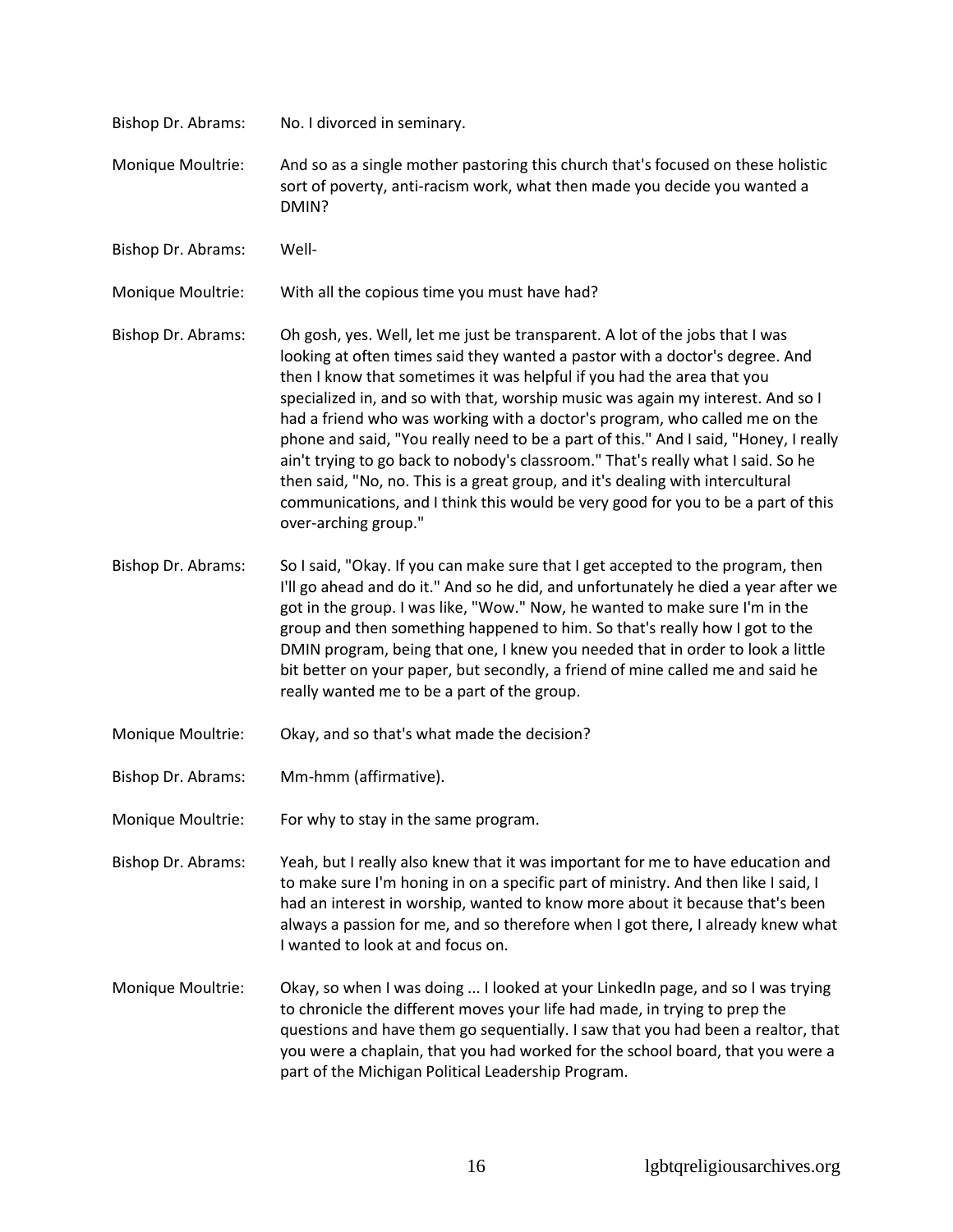Bishop Dr. Abrams: No. I divorced in seminary.

Monique Moultrie: And so as a single mother pastoring this church that's focused on these holistic sort of poverty, anti-racism work, what then made you decide you wanted a DMIN?

Bishop Dr. Abrams: Well-

Monique Moultrie: With all the copious time you must have had?

Bishop Dr. Abrams: Oh gosh, yes. Well, let me just be transparent. A lot of the jobs that I was looking at often times said they wanted a pastor with a doctor's degree. And then I know that sometimes it was helpful if you had the area that you specialized in, and so with that, worship music was again my interest. And so I had a friend who was working with a doctor's program, who called me on the phone and said, "You really need to be a part of this." And I said, "Honey, I really ain't trying to go back to nobody's classroom." That's really what I said. So he then said, "No, no. This is a great group, and it's dealing with intercultural communications, and I think this would be very good for you to be a part of this over-arching group."

Bishop Dr. Abrams: So I said, "Okay. If you can make sure that I get accepted to the program, then I'll go ahead and do it." And so he did, and unfortunately he died a year after we got in the group. I was like, "Wow." Now, he wanted to make sure I'm in the group and then something happened to him. So that's really how I got to the DMIN program, being that one, I knew you needed that in order to look a little bit better on your paper, but secondly, a friend of mine called me and said he really wanted me to be a part of the group.

Monique Moultrie: Okay, and so that's what made the decision?

Bishop Dr. Abrams: Mm-hmm (affirmative).

Monique Moultrie: For why to stay in the same program.

Bishop Dr. Abrams: Yeah, but I really also knew that it was important for me to have education and to make sure I'm honing in on a specific part of ministry. And then like I said, I had an interest in worship, wanted to know more about it because that's been always a passion for me, and so therefore when I got there, I already knew what I wanted to look at and focus on.

Monique Moultrie: Okay, so when I was doing ... I looked at your LinkedIn page, and so I was trying to chronicle the different moves your life had made, in trying to prep the questions and have them go sequentially. I saw that you had been a realtor, that you were a chaplain, that you had worked for the school board, that you were a part of the Michigan Political Leadership Program.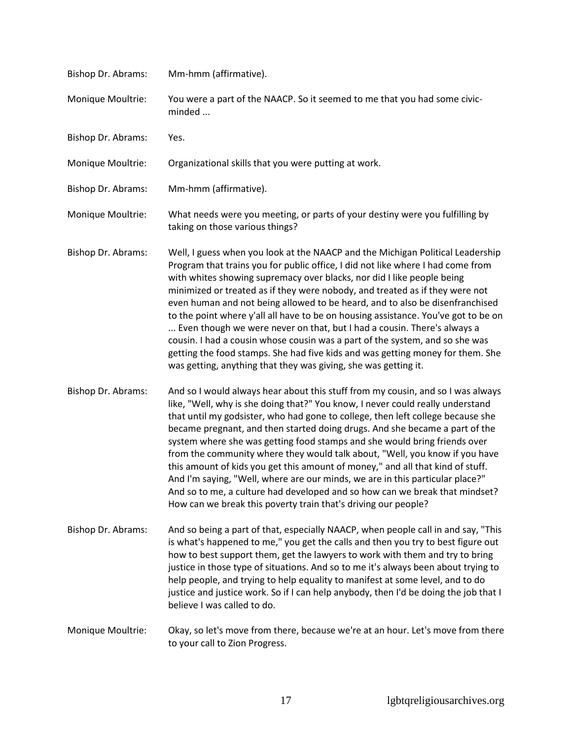Bishop Dr. Abrams: Mm-hmm (affirmative).

Monique Moultrie: You were a part of the NAACP. So it seemed to me that you had some civic-minded ...

Bishop Dr. Abrams: Yes.

Monique Moultrie: Organizational skills that you were putting at work.

Bishop Dr. Abrams: Mm-hmm (affirmative).

Monique Moultrie: What needs were you meeting, or parts of your destiny were you fulfilling by taking on those various things?

Bishop Dr. Abrams: Well, I guess when you look at the NAACP and the Michigan Political Leadership Program that trains you for public office, I did not like where I had come from with whites showing supremacy over blacks, nor did I like people being minimized or treated as if they were nobody, and treated as if they were not even human and not being allowed to be heard, and to also be disenfranchised to the point where y'all all have to be on housing assistance. You've got to be on ... Even though we were never on that, but I had a cousin. There's always a cousin. I had a cousin whose cousin was a part of the system, and so she was getting the food stamps. She had five kids and was getting money for them. She was getting, anything that they was giving, she was getting it.

Bishop Dr. Abrams: And so I would always hear about this stuff from my cousin, and so I was always like, "Well, why is she doing that?" You know, I never could really understand that until my godsister, who had gone to college, then left college because she became pregnant, and then started doing drugs. And she became a part of the system where she was getting food stamps and she would bring friends over from the community where they would talk about, "Well, you know if you have this amount of kids you get this amount of money," and all that kind of stuff. And I'm saying, "Well, where are our minds, we are in this particular place?" And so to me, a culture had developed and so how can we break that mindset? How can we break this poverty train that's driving our people?

Bishop Dr. Abrams: And so being a part of that, especially NAACP, when people call in and say, "This is what's happened to me," you get the calls and then you try to best figure out how to best support them, get the lawyers to work with them and try to bring justice in those type of situations. And so to me it's always been about trying to help people, and trying to help equality to manifest at some level, and to do justice and justice work. So if I can help anybody, then I'd be doing the job that I believe I was called to do.

Monique Moultrie: Okay, so let's move from there, because we're at an hour. Let's move from there to your call to Zion Progress.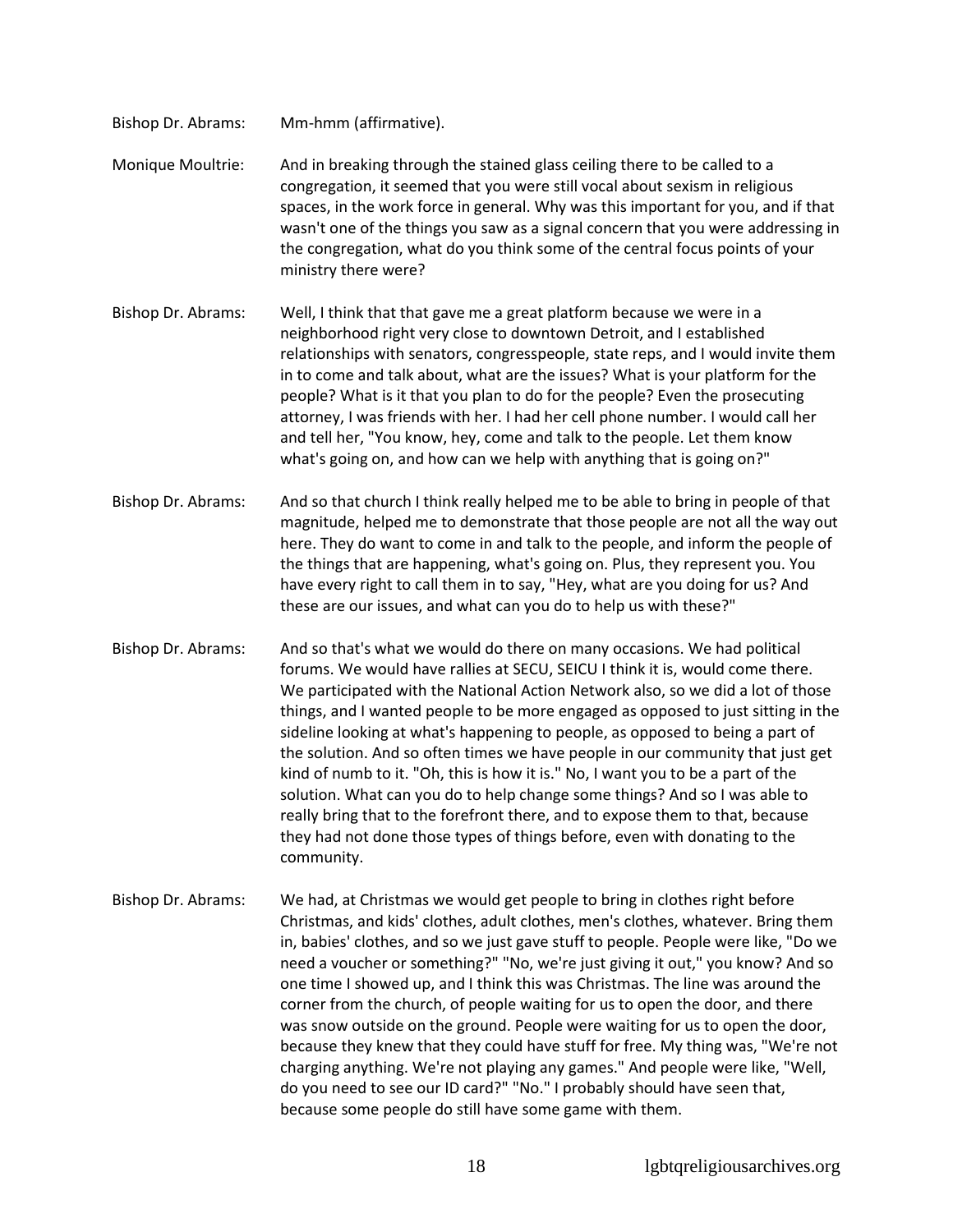Bishop Dr. Abrams: Mm-hmm (affirmative).

Monique Moultrie: And in breaking through the stained glass ceiling there to be called to a congregation, it seemed that you were still vocal about sexism in religious spaces, in the work force in general. Why was this important for you, and if that wasn't one of the things you saw as a signal concern that you were addressing in the congregation, what do you think some of the central focus points of your ministry there were?

Bishop Dr. Abrams: Well, I think that that gave me a great platform because we were in a neighborhood right very close to downtown Detroit, and I established relationships with senators, congresspeople, state reps, and I would invite them in to come and talk about, what are the issues? What is your platform for the people? What is it that you plan to do for the people? Even the prosecuting attorney, I was friends with her. I had her cell phone number. I would call her and tell her, "You know, hey, come and talk to the people. Let them know what's going on, and how can we help with anything that is going on?"

Bishop Dr. Abrams: And so that church I think really helped me to be able to bring in people of that magnitude, helped me to demonstrate that those people are not all the way out here. They do want to come in and talk to the people, and inform the people of the things that are happening, what's going on. Plus, they represent you. You have every right to call them in to say, "Hey, what are you doing for us? And these are our issues, and what can you do to help us with these?"

Bishop Dr. Abrams: And so that's what we would do there on many occasions. We had political forums. We would have rallies at SECU, SEICU I think it is, would come there. We participated with the National Action Network also, so we did a lot of those things, and I wanted people to be more engaged as opposed to just sitting in the sideline looking at what's happening to people, as opposed to being a part of the solution. And so often times we have people in our community that just get kind of numb to it. "Oh, this is how it is." No, I want you to be a part of the solution. What can you do to help change some things? And so I was able to really bring that to the forefront there, and to expose them to that, because they had not done those types of things before, even with donating to the community.

Bishop Dr. Abrams: We had, at Christmas we would get people to bring in clothes right before Christmas, and kids' clothes, adult clothes, men's clothes, whatever. Bring them in, babies' clothes, and so we just gave stuff to people. People were like, "Do we need a voucher or something?" "No, we're just giving it out," you know? And so one time I showed up, and I think this was Christmas. The line was around the corner from the church, of people waiting for us to open the door, and there was snow outside on the ground. People were waiting for us to open the door, because they knew that they could have stuff for free. My thing was, "We're not charging anything. We're not playing any games." And people were like, "Well, do you need to see our ID card?" "No." I probably should have seen that, because some people do still have some game with them.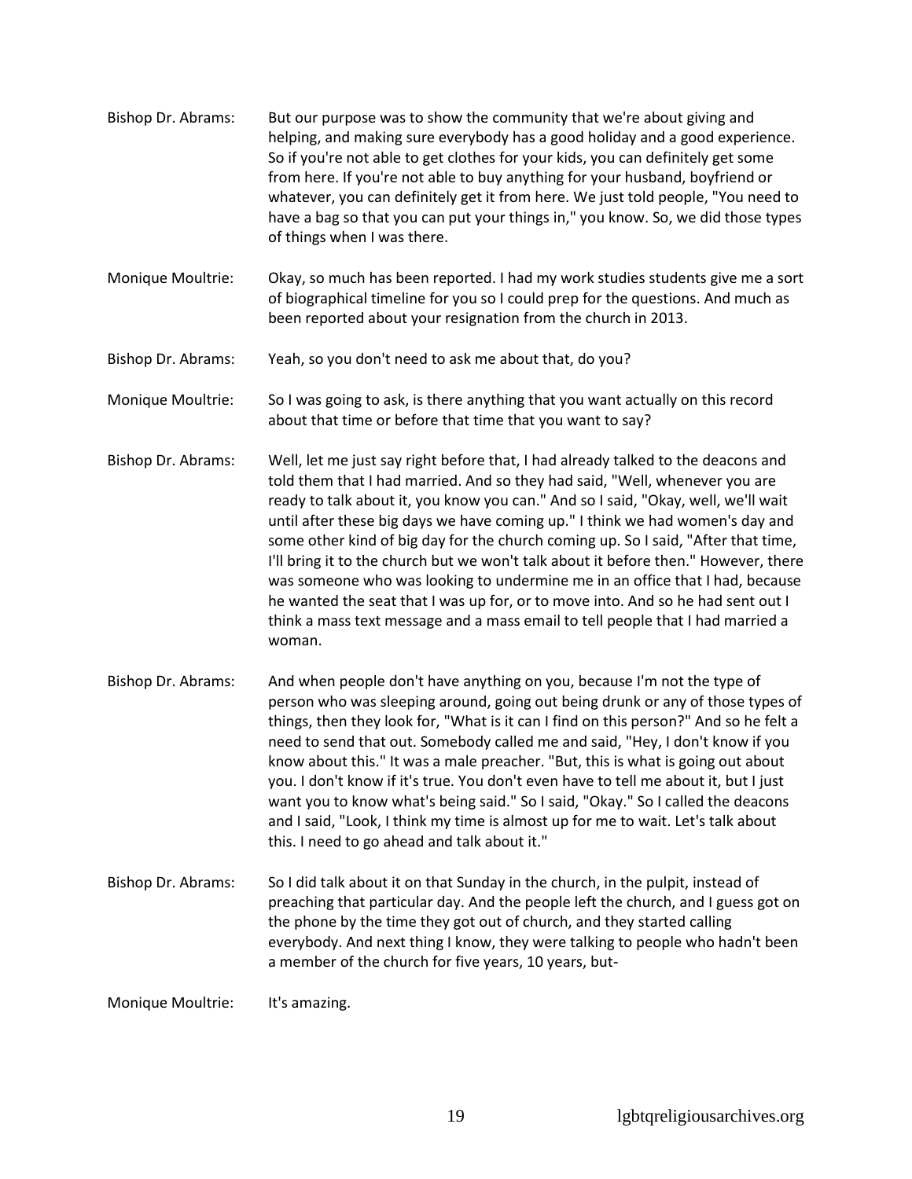Bishop Dr. Abrams: But our purpose was to show the community that we're about giving and helping, and making sure everybody has a good holiday and a good experience. So if you're not able to get clothes for your kids, you can definitely get some from here. If you're not able to buy anything for your husband, boyfriend or whatever, you can definitely get it from here. We just told people, "You need to have a bag so that you can put your things in," you know. So, we did those types of things when I was there.

Monique Moultrie: Okay, so much has been reported. I had my work studies students give me a sort of biographical timeline for you so I could prep for the questions. And much as been reported about your resignation from the church in 2013.

Bishop Dr. Abrams: Yeah, so you don't need to ask me about that, do you?

Monique Moultrie: So I was going to ask, is there anything that you want actually on this record about that time or before that time that you want to say?

Bishop Dr. Abrams: Well, let me just say right before that, I had already talked to the deacons and told them that I had married. And so they had said, "Well, whenever you are ready to talk about it, you know you can." And so I said, "Okay, well, we'll wait until after these big days we have coming up." I think we had women's day and some other kind of big day for the church coming up. So I said, "After that time, I'll bring it to the church but we won't talk about it before then." However, there was someone who was looking to undermine me in an office that I had, because he wanted the seat that I was up for, or to move into. And so he had sent out I think a mass text message and a mass email to tell people that I had married a woman.

Bishop Dr. Abrams: And when people don't have anything on you, because I'm not the type of person who was sleeping around, going out being drunk or any of those types of things, then they look for, "What is it can I find on this person?" And so he felt a need to send that out. Somebody called me and said, "Hey, I don't know if you know about this." It was a male preacher. "But, this is what is going out about you. I don't know if it's true. You don't even have to tell me about it, but I just want you to know what's being said." So I said, "Okay." So I called the deacons and I said, "Look, I think my time is almost up for me to wait. Let's talk about this. I need to go ahead and talk about it."

Bishop Dr. Abrams: So I did talk about it on that Sunday in the church, in the pulpit, instead of preaching that particular day. And the people left the church, and I guess got on the phone by the time they got out of church, and they started calling everybody. And next thing I know, they were talking to people who hadn't been a member of the church for five years, 10 years, but-

Monique Moultrie: It's amazing.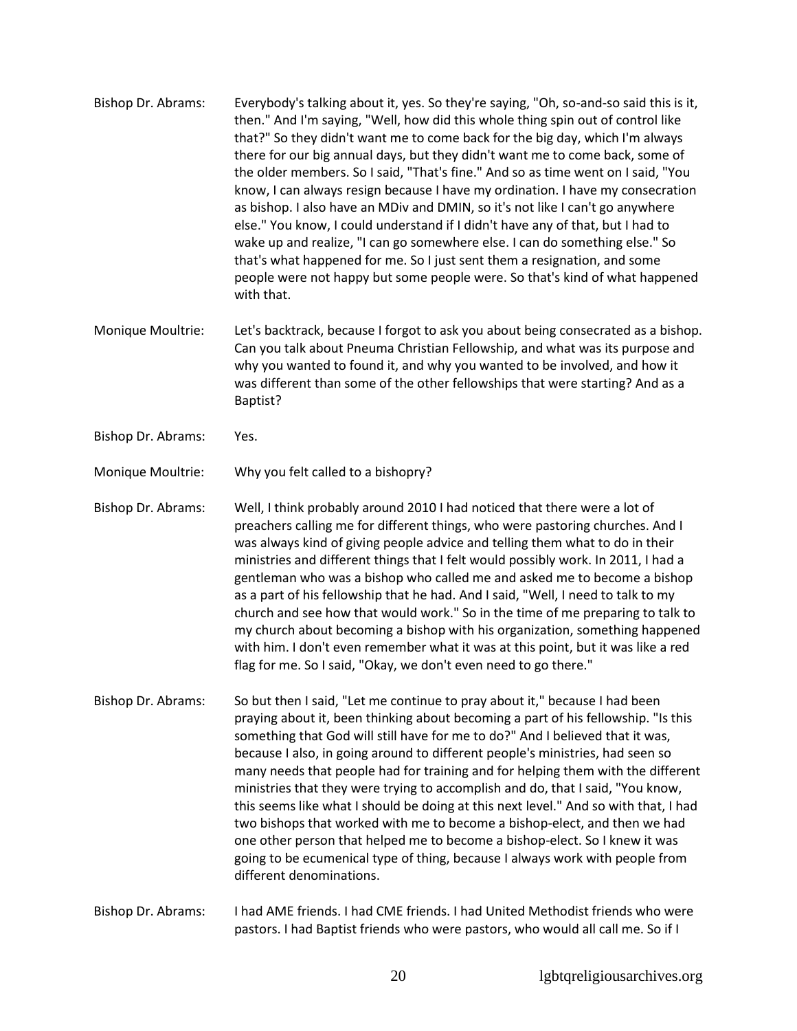Bishop Dr. Abrams: Everybody's talking about it, yes. So they're saying, "Oh, so-and-so said this is it, then." And I'm saying, "Well, how did this whole thing spin out of control like that?" So they didn't want me to come back for the big day, which I'm always there for our big annual days, but they didn't want me to come back, some of the older members. So I said, "That's fine." And so as time went on I said, "You know, I can always resign because I have my ordination. I have my consecration as bishop. I also have an MDiv and DMIN, so it's not like I can't go anywhere else." You know, I could understand if I didn't have any of that, but I had to wake up and realize, "I can go somewhere else. I can do something else." So that's what happened for me. So I just sent them a resignation, and some people were not happy but some people were. So that's kind of what happened with that.

Monique Moultrie: Let's backtrack, because I forgot to ask you about being consecrated as a bishop. Can you talk about Pneuma Christian Fellowship, and what was its purpose and why you wanted to found it, and why you wanted to be involved, and how it was different than some of the other fellowships that were starting? And as a Baptist?

Bishop Dr. Abrams: Yes.

Monique Moultrie: Why you felt called to a bishopry?

Bishop Dr. Abrams: Well, I think probably around 2010 I had noticed that there were a lot of preachers calling me for different things, who were pastoring churches. And I was always kind of giving people advice and telling them what to do in their ministries and different things that I felt would possibly work. In 2011, I had a gentleman who was a bishop who called me and asked me to become a bishop as a part of his fellowship that he had. And I said, "Well, I need to talk to my church and see how that would work." So in the time of me preparing to talk to my church about becoming a bishop with his organization, something happened with him. I don't even remember what it was at this point, but it was like a red flag for me. So I said, "Okay, we don't even need to go there."

Bishop Dr. Abrams: So but then I said, "Let me continue to pray about it," because I had been praying about it, been thinking about becoming a part of his fellowship. "Is this something that God will still have for me to do?" And I believed that it was, because I also, in going around to different people's ministries, had seen so many needs that people had for training and for helping them with the different ministries that they were trying to accomplish and do, that I said, "You know, this seems like what I should be doing at this next level." And so with that, I had two bishops that worked with me to become a bishop-elect, and then we had one other person that helped me to become a bishop-elect. So I knew it was going to be ecumenical type of thing, because I always work with people from different denominations.

Bishop Dr. Abrams: I had AME friends. I had CME friends. I had United Methodist friends who were pastors. I had Baptist friends who were pastors, who would all call me. So if I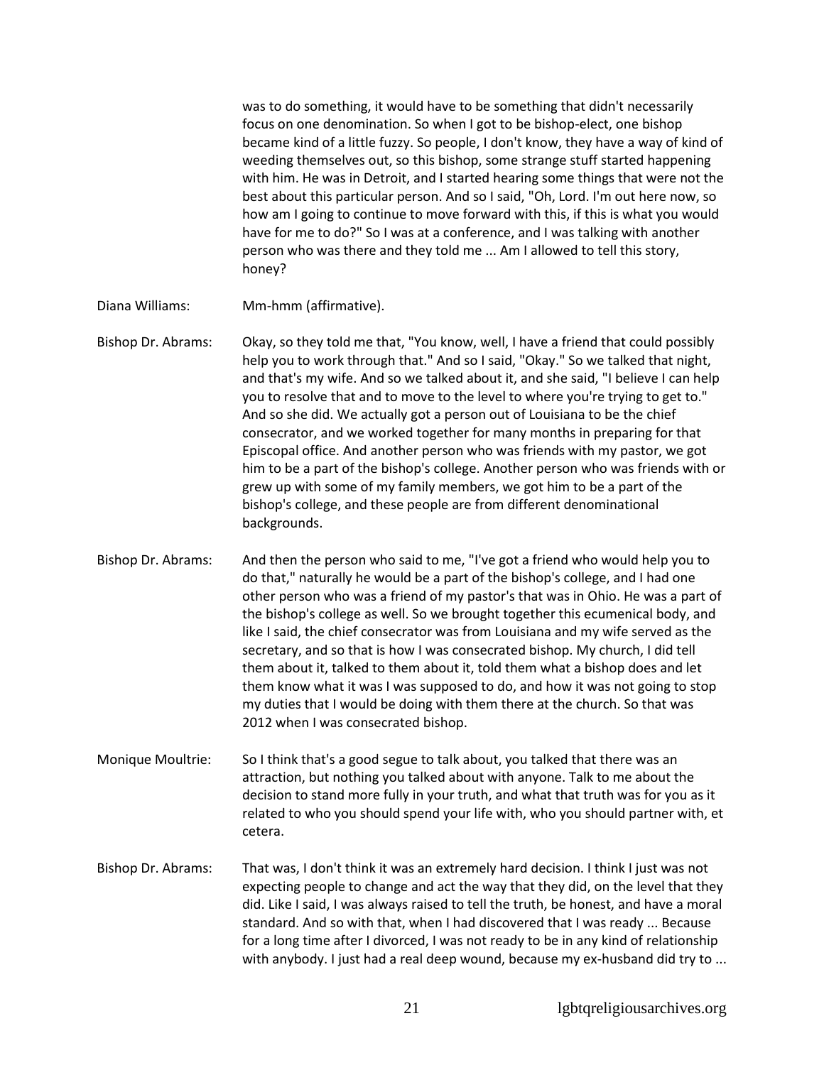was to do something, it would have to be something that didn't necessarily focus on one denomination. So when I got to be bishop-elect, one bishop became kind of a little fuzzy. So people, I don't know, they have a way of kind of weeding themselves out, so this bishop, some strange stuff started happening with him. He was in Detroit, and I started hearing some things that were not the best about this particular person. And so I said, "Oh, Lord. I'm out here now, so how am I going to continue to move forward with this, if this is what you would have for me to do?" So I was at a conference, and I was talking with another person who was there and they told me ... Am I allowed to tell this story, honey?

Diana Williams: Mm-hmm (affirmative).

Bishop Dr. Abrams: Okay, so they told me that, "You know, well, I have a friend that could possibly help you to work through that." And so I said, "Okay." So we talked that night, and that's my wife. And so we talked about it, and she said, "I believe I can help you to resolve that and to move to the level to where you're trying to get to." And so she did. We actually got a person out of Louisiana to be the chief consecrator, and we worked together for many months in preparing for that Episcopal office. And another person who was friends with my pastor, we got him to be a part of the bishop's college. Another person who was friends with or grew up with some of my family members, we got him to be a part of the bishop's college, and these people are from different denominational backgrounds.

Bishop Dr. Abrams: And then the person who said to me, "I've got a friend who would help you to do that," naturally he would be a part of the bishop's college, and I had one other person who was a friend of my pastor's that was in Ohio. He was a part of the bishop's college as well. So we brought together this ecumenical body, and like I said, the chief consecrator was from Louisiana and my wife served as the secretary, and so that is how I was consecrated bishop. My church, I did tell them about it, talked to them about it, told them what a bishop does and let them know what it was I was supposed to do, and how it was not going to stop my duties that I would be doing with them there at the church. So that was 2012 when I was consecrated bishop.

Monique Moultrie: So I think that's a good segue to talk about, you talked that there was an attraction, but nothing you talked about with anyone. Talk to me about the decision to stand more fully in your truth, and what that truth was for you as it related to who you should spend your life with, who you should partner with, et cetera.

Bishop Dr. Abrams: That was, I don't think it was an extremely hard decision. I think I just was not expecting people to change and act the way that they did, on the level that they did. Like I said, I was always raised to tell the truth, be honest, and have a moral standard. And so with that, when I had discovered that I was ready ... Because for a long time after I divorced, I was not ready to be in any kind of relationship with anybody. I just had a real deep wound, because my ex-husband did try to ...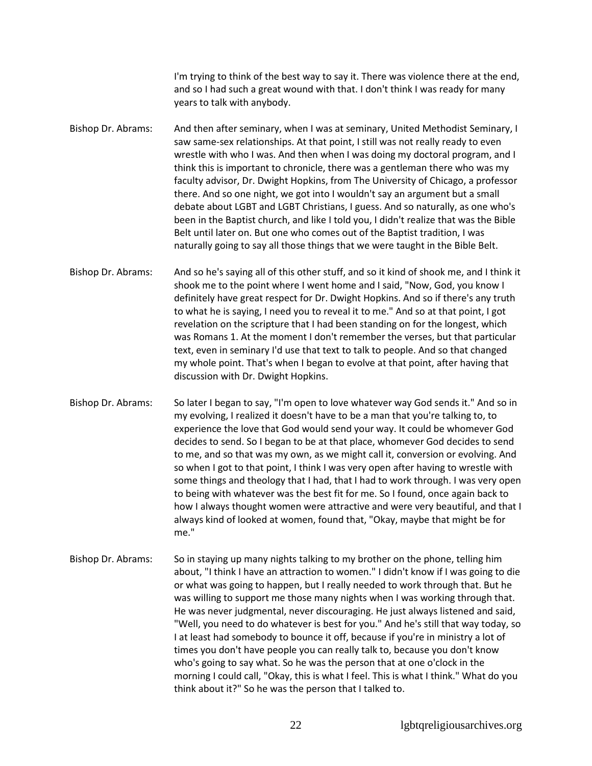I'm trying to think of the best way to say it. There was violence there at the end, and so I had such a great wound with that. I don't think I was ready for many years to talk with anybody.

Bishop Dr. Abrams: And then after seminary, when I was at seminary, United Methodist Seminary, I saw same-sex relationships. At that point, I still was not really ready to even wrestle with who I was. And then when I was doing my doctoral program, and I think this is important to chronicle, there was a gentleman there who was my faculty advisor, Dr. Dwight Hopkins, from The University of Chicago, a professor there. And so one night, we got into I wouldn't say an argument but a small debate about LGBT and LGBT Christians, I guess. And so naturally, as one who's been in the Baptist church, and like I told you, I didn't realize that was the Bible Belt until later on. But one who comes out of the Baptist tradition, I was naturally going to say all those things that we were taught in the Bible Belt.

Bishop Dr. Abrams: And so he's saying all of this other stuff, and so it kind of shook me, and I think it shook me to the point where I went home and I said, "Now, God, you know I definitely have great respect for Dr. Dwight Hopkins. And so if there's any truth to what he is saying, I need you to reveal it to me." And so at that point, I got revelation on the scripture that I had been standing on for the longest, which was Romans 1. At the moment I don't remember the verses, but that particular text, even in seminary I'd use that text to talk to people. And so that changed my whole point. That's when I began to evolve at that point, after having that discussion with Dr. Dwight Hopkins.

Bishop Dr. Abrams: So later I began to say, "I'm open to love whatever way God sends it." And so in my evolving, I realized it doesn't have to be a man that you're talking to, to experience the love that God would send your way. It could be whomever God decides to send. So I began to be at that place, whomever God decides to send to me, and so that was my own, as we might call it, conversion or evolving. And so when I got to that point, I think I was very open after having to wrestle with some things and theology that I had, that I had to work through. I was very open to being with whatever was the best fit for me. So I found, once again back to how I always thought women were attractive and were very beautiful, and that I always kind of looked at women, found that, "Okay, maybe that might be for me."

Bishop Dr. Abrams: So in staying up many nights talking to my brother on the phone, telling him about, "I think I have an attraction to women." I didn't know if I was going to die or what was going to happen, but I really needed to work through that. But he was willing to support me those many nights when I was working through that. He was never judgmental, never discouraging. He just always listened and said, "Well, you need to do whatever is best for you." And he's still that way today, so I at least had somebody to bounce it off, because if you're in ministry a lot of times you don't have people you can really talk to, because you don't know who's going to say what. So he was the person that at one o'clock in the morning I could call, "Okay, this is what I feel. This is what I think." What do you think about it?" So he was the person that I talked to.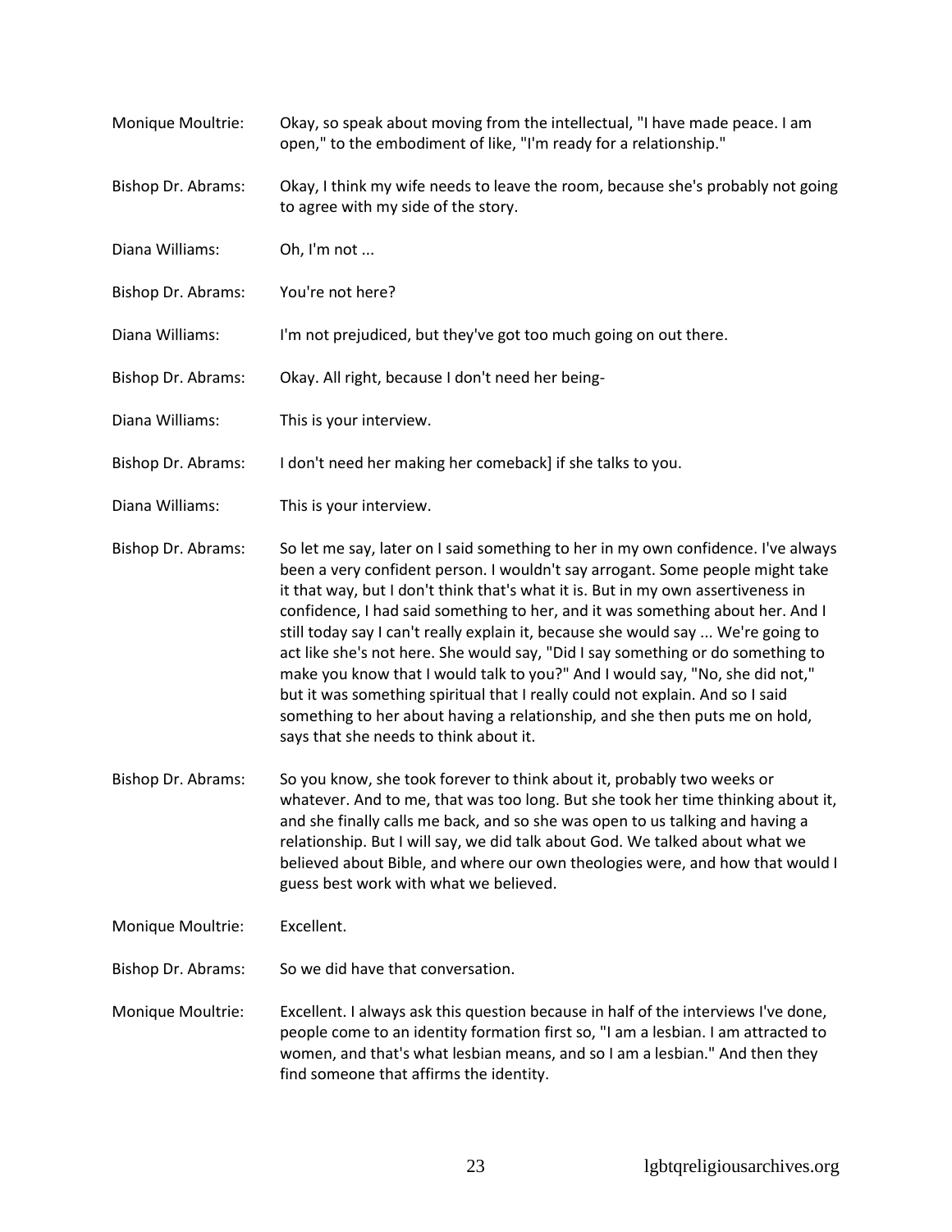Monique Moultrie: Okay, so speak about moving from the intellectual, "I have made peace. I am open," to the embodiment of like, "I'm ready for a relationship."

Bishop Dr. Abrams: Okay, I think my wife needs to leave the room, because she's probably not going to agree with my side of the story.

Diana Williams: Oh, I'm not ...

Bishop Dr. Abrams: You're not here?

Diana Williams: I'm not prejudiced, but they've got too much going on out there.

Bishop Dr. Abrams: Okay. All right, because I don't need her being-

Diana Williams: This is your interview.

Bishop Dr. Abrams: I don't need her making her comeback] if she talks to you.

Diana Williams: This is your interview.

Bishop Dr. Abrams: So let me say, later on I said something to her in my own confidence. I've always been a very confident person. I wouldn't say arrogant. Some people might take it that way, but I don't think that's what it is. But in my own assertiveness in confidence, I had said something to her, and it was something about her. And I still today say I can't really explain it, because she would say ... We're going to act like she's not here. She would say, "Did I say something or do something to make you know that I would talk to you?" And I would say, "No, she did not," but it was something spiritual that I really could not explain. And so I said something to her about having a relationship, and she then puts me on hold, says that she needs to think about it.

Bishop Dr. Abrams: So you know, she took forever to think about it, probably two weeks or whatever. And to me, that was too long. But she took her time thinking about it, and she finally calls me back, and so she was open to us talking and having a relationship. But I will say, we did talk about God. We talked about what we believed about Bible, and where our own theologies were, and how that would I guess best work with what we believed.

Monique Moultrie: Excellent.

Bishop Dr. Abrams: So we did have that conversation.

Monique Moultrie: Excellent. I always ask this question because in half of the interviews I've done, people come to an identity formation first so, "I am a lesbian. I am attracted to women, and that's what lesbian means, and so I am a lesbian." And then they find someone that affirms the identity.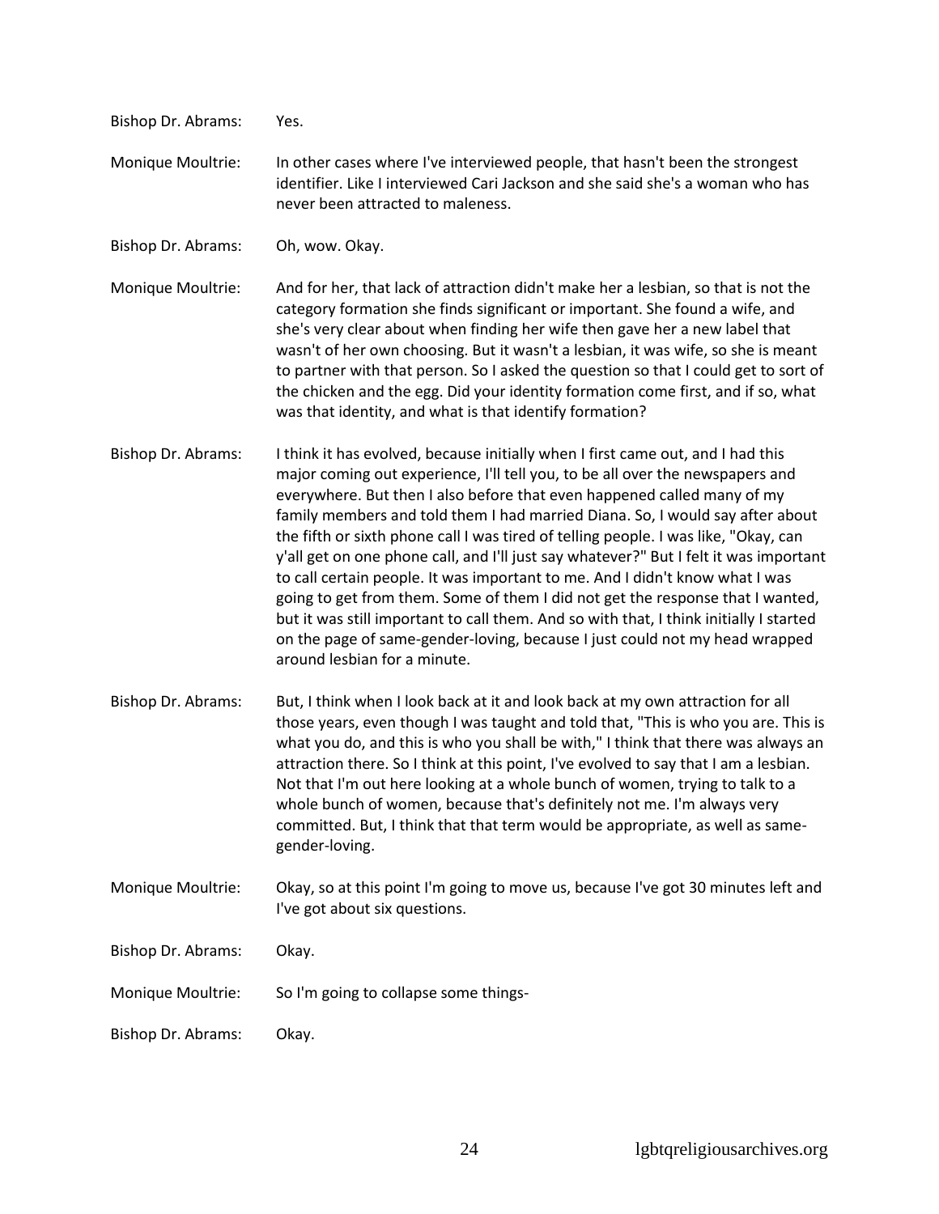Bishop Dr. Abrams: Yes.

Monique Moultrie: In other cases where I've interviewed people, that hasn't been the strongest identifier. Like I interviewed Cari Jackson and she said she's a woman who has never been attracted to maleness.

Bishop Dr. Abrams: Oh, wow. Okay.

Monique Moultrie: And for her, that lack of attraction didn't make her a lesbian, so that is not the category formation she finds significant or important. She found a wife, and she's very clear about when finding her wife then gave her a new label that wasn't of her own choosing. But it wasn't a lesbian, it was wife, so she is meant to partner with that person. So I asked the question so that I could get to sort of the chicken and the egg. Did your identity formation come first, and if so, what was that identity, and what is that identify formation?

Bishop Dr. Abrams: I think it has evolved, because initially when I first came out, and I had this major coming out experience, I'll tell you, to be all over the newspapers and everywhere. But then I also before that even happened called many of my family members and told them I had married Diana. So, I would say after about the fifth or sixth phone call I was tired of telling people. I was like, "Okay, can y'all get on one phone call, and I'll just say whatever?" But I felt it was important to call certain people. It was important to me. And I didn't know what I was going to get from them. Some of them I did not get the response that I wanted, but it was still important to call them. And so with that, I think initially I started on the page of same-gender-loving, because I just could not my head wrapped around lesbian for a minute.

Bishop Dr. Abrams: But, I think when I look back at it and look back at my own attraction for all those years, even though I was taught and told that, "This is who you are. This is what you do, and this is who you shall be with," I think that there was always an attraction there. So I think at this point, I've evolved to say that I am a lesbian. Not that I'm out here looking at a whole bunch of women, trying to talk to a whole bunch of women, because that's definitely not me. I'm always very committed. But, I think that that term would be appropriate, as well as same-gender-loving.

Monique Moultrie: Okay, so at this point I'm going to move us, because I've got 30 minutes left and I've got about six questions.

Bishop Dr. Abrams: Okay.

Monique Moultrie: So I'm going to collapse some things-

Bishop Dr. Abrams: Okay.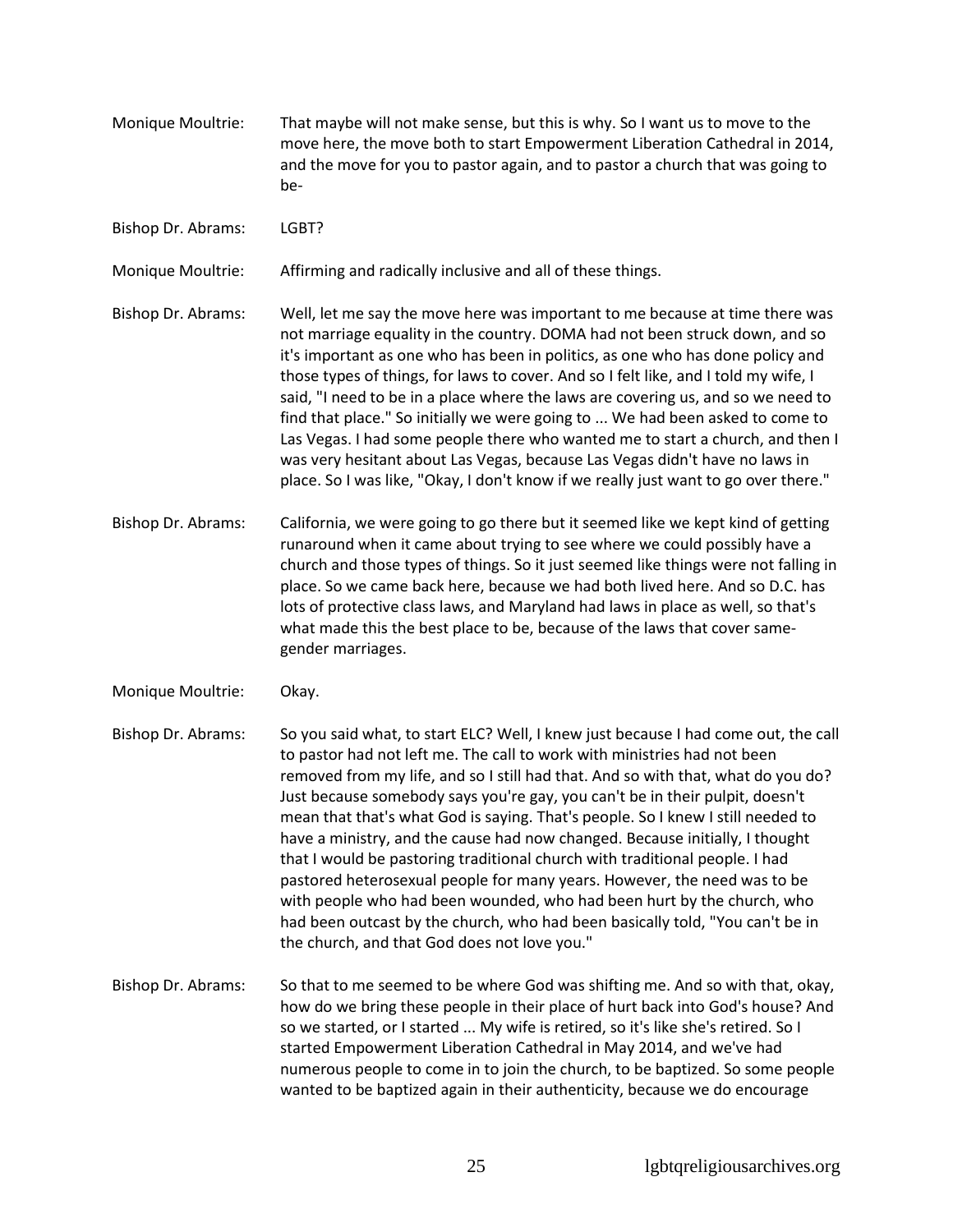Monique Moultrie: That maybe will not make sense, but this is why. So I want us to move to the move here, the move both to start Empowerment Liberation Cathedral in 2014, and the move for you to pastor again, and to pastor a church that was going to be-

Bishop Dr. Abrams: LGBT?

Monique Moultrie: Affirming and radically inclusive and all of these things.

Bishop Dr. Abrams: Well, let me say the move here was important to me because at time there was not marriage equality in the country. DOMA had not been struck down, and so it's important as one who has been in politics, as one who has done policy and those types of things, for laws to cover. And so I felt like, and I told my wife, I said, "I need to be in a place where the laws are covering us, and so we need to find that place." So initially we were going to ... We had been asked to come to Las Vegas. I had some people there who wanted me to start a church, and then I was very hesitant about Las Vegas, because Las Vegas didn't have no laws in place. So I was like, "Okay, I don't know if we really just want to go over there."

Bishop Dr. Abrams: California, we were going to go there but it seemed like we kept kind of getting runaround when it came about trying to see where we could possibly have a church and those types of things. So it just seemed like things were not falling in place. So we came back here, because we had both lived here. And so D.C. has lots of protective class laws, and Maryland had laws in place as well, so that's what made this the best place to be, because of the laws that cover same-gender marriages.

Monique Moultrie: Okay.

Bishop Dr. Abrams: So you said what, to start ELC? Well, I knew just because I had come out, the call to pastor had not left me. The call to work with ministries had not been removed from my life, and so I still had that. And so with that, what do you do? Just because somebody says you're gay, you can't be in their pulpit, doesn't mean that that's what God is saying. That's people. So I knew I still needed to have a ministry, and the cause had now changed. Because initially, I thought that I would be pastoring traditional church with traditional people. I had pastored heterosexual people for many years. However, the need was to be with people who had been wounded, who had been hurt by the church, who had been outcast by the church, who had been basically told, "You can't be in the church, and that God does not love you."

Bishop Dr. Abrams: So that to me seemed to be where God was shifting me. And so with that, okay, how do we bring these people in their place of hurt back into God's house? And so we started, or I started ... My wife is retired, so it's like she's retired. So I started Empowerment Liberation Cathedral in May 2014, and we've had numerous people to come in to join the church, to be baptized. So some people wanted to be baptized again in their authenticity, because we do encourage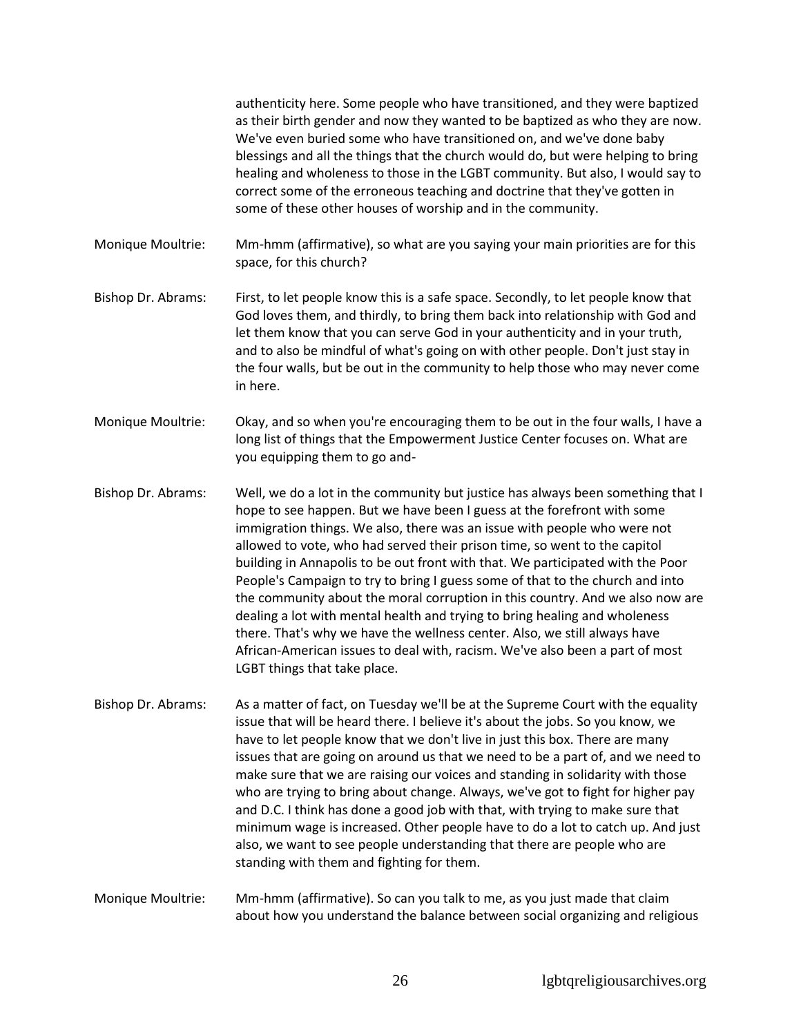authenticity here. Some people who have transitioned, and they were baptized as their birth gender and now they wanted to be baptized as who they are now. We've even buried some who have transitioned on, and we've done baby blessings and all the things that the church would do, but were helping to bring healing and wholeness to those in the LGBT community. But also, I would say to correct some of the erroneous teaching and doctrine that they've gotten in some of these other houses of worship and in the community.

Monique Moultrie: Mm-hmm (affirmative), so what are you saying your main priorities are for this space, for this church?

Bishop Dr. Abrams: First, to let people know this is a safe space. Secondly, to let people know that God loves them, and thirdly, to bring them back into relationship with God and let them know that you can serve God in your authenticity and in your truth, and to also be mindful of what's going on with other people. Don't just stay in the four walls, but be out in the community to help those who may never come in here.

Monique Moultrie: Okay, and so when you're encouraging them to be out in the four walls, I have a long list of things that the Empowerment Justice Center focuses on. What are you equipping them to go and-

Bishop Dr. Abrams: Well, we do a lot in the community but justice has always been something that I hope to see happen. But we have been I guess at the forefront with some immigration things. We also, there was an issue with people who were not allowed to vote, who had served their prison time, so went to the capitol building in Annapolis to be out front with that. We participated with the Poor People's Campaign to try to bring I guess some of that to the church and into the community about the moral corruption in this country. And we also now are dealing a lot with mental health and trying to bring healing and wholeness there. That's why we have the wellness center. Also, we still always have African-American issues to deal with, racism. We've also been a part of most LGBT things that take place.

Bishop Dr. Abrams: As a matter of fact, on Tuesday we'll be at the Supreme Court with the equality issue that will be heard there. I believe it's about the jobs. So you know, we have to let people know that we don't live in just this box. There are many issues that are going on around us that we need to be a part of, and we need to make sure that we are raising our voices and standing in solidarity with those who are trying to bring about change. Always, we've got to fight for higher pay and D.C. I think has done a good job with that, with trying to make sure that minimum wage is increased. Other people have to do a lot to catch up. And just also, we want to see people understanding that there are people who are standing with them and fighting for them.

Monique Moultrie: Mm-hmm (affirmative). So can you talk to me, as you just made that claim about how you understand the balance between social organizing and religious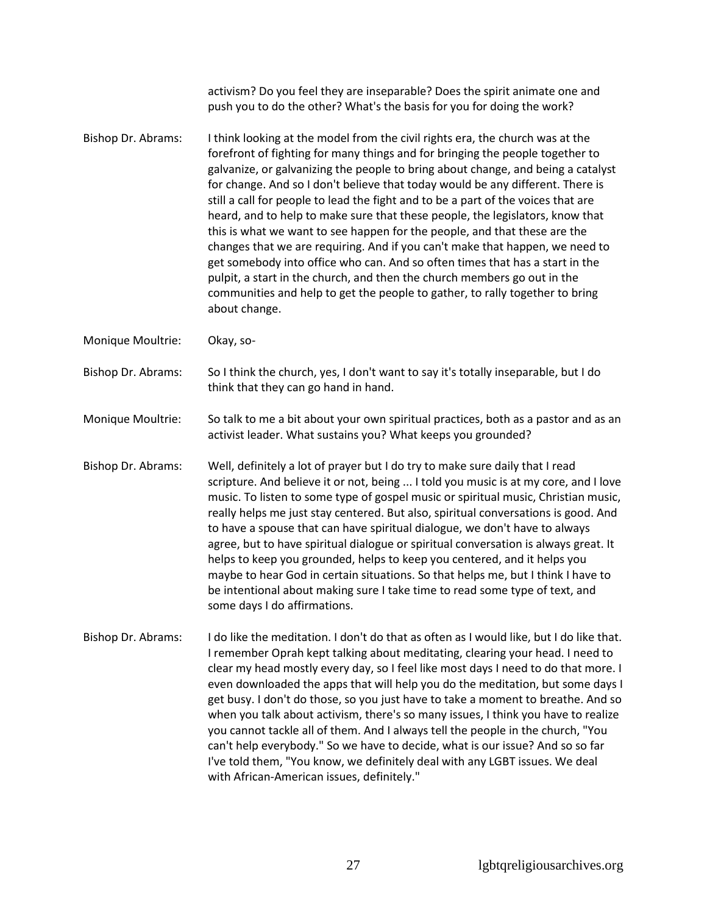activism? Do you feel they are inseparable? Does the spirit animate one and push you to do the other? What's the basis for you for doing the work?

**Bishop Dr. Abrams:** I think looking at the model from the civil rights era, the church was at the forefront of fighting for many things and for bringing the people together to galvanize, or galvanizing the people to bring about change, and being a catalyst for change. And so I don't believe that today would be any different. There is still a call for people to lead the fight and to be a part of the voices that are heard, and to help to make sure that these people, the legislators, know that this is what we want to see happen for the people, and that these are the changes that we are requiring. And if you can't make that happen, we need to get somebody into office who can. And so often times that has a start in the pulpit, a start in the church, and then the church members go out in the communities and help to get the people to gather, to rally together to bring about change.

**Monique Moultrie:** Okay, so-

**Bishop Dr. Abrams:** So I think the church, yes, I don't want to say it's totally inseparable, but I do think that they can go hand in hand.

**Monique Moultrie:** So talk to me a bit about your own spiritual practices, both as a pastor and as an activist leader. What sustains you? What keeps you grounded?

**Bishop Dr. Abrams:** Well, definitely a lot of prayer but I do try to make sure daily that I read scripture. And believe it or not, being ... I told you music is at my core, and I love music. To listen to some type of gospel music or spiritual music, Christian music, really helps me just stay centered. But also, spiritual conversations is good. And to have a spouse that can have spiritual dialogue, we don't have to always agree, but to have spiritual dialogue or spiritual conversation is always great. It helps to keep you grounded, helps to keep you centered, and it helps you maybe to hear God in certain situations. So that helps me, but I think I have to be intentional about making sure I take time to read some type of text, and some days I do affirmations.

**Bishop Dr. Abrams:** I do like the meditation. I don't do that as often as I would like, but I do like that. I remember Oprah kept talking about meditating, clearing your head. I need to clear my head mostly every day, so I feel like most days I need to do that more. I even downloaded the apps that will help you do the meditation, but some days I get busy. I don't do those, so you just have to take a moment to breathe. And so when you talk about activism, there's so many issues, I think you have to realize you cannot tackle all of them. And I always tell the people in the church, "You can't help everybody." So we have to decide, what is our issue? And so so far I've told them, "You know, we definitely deal with any LGBT issues. We deal with African-American issues, definitely."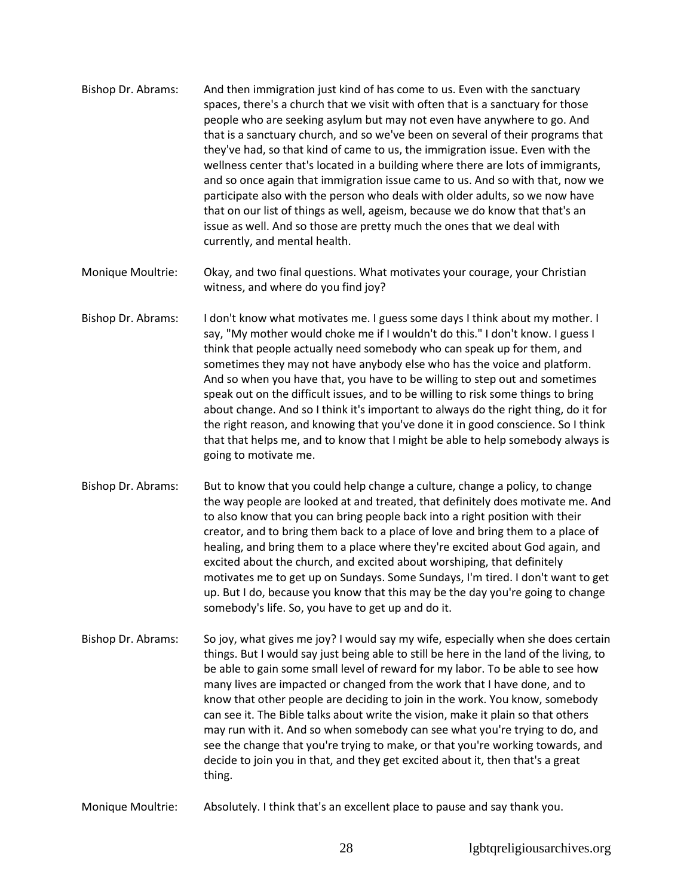Bishop Dr. Abrams: And then immigration just kind of has come to us. Even with the sanctuary spaces, there's a church that we visit with often that is a sanctuary for those people who are seeking asylum but may not even have anywhere to go. And that is a sanctuary church, and so we've been on several of their programs that they've had, so that kind of came to us, the immigration issue. Even with the wellness center that's located in a building where there are lots of immigrants, and so once again that immigration issue came to us. And so with that, now we participate also with the person who deals with older adults, so we now have that on our list of things as well, ageism, because we do know that that's an issue as well. And so those are pretty much the ones that we deal with currently, and mental health.

Monique Moultrie: Okay, and two final questions. What motivates your courage, your Christian witness, and where do you find joy?

Bishop Dr. Abrams: I don't know what motivates me. I guess some days I think about my mother. I say, "My mother would choke me if I wouldn't do this." I don't know. I guess I think that people actually need somebody who can speak up for them, and sometimes they may not have anybody else who has the voice and platform. And so when you have that, you have to be willing to step out and sometimes speak out on the difficult issues, and to be willing to risk some things to bring about change. And so I think it's important to always do the right thing, do it for the right reason, and knowing that you've done it in good conscience. So I think that that helps me, and to know that I might be able to help somebody always is going to motivate me.

Bishop Dr. Abrams: But to know that you could help change a culture, change a policy, to change the way people are looked at and treated, that definitely does motivate me. And to also know that you can bring people back into a right position with their creator, and to bring them back to a place of love and bring them to a place of healing, and bring them to a place where they're excited about God again, and excited about the church, and excited about worshiping, that definitely motivates me to get up on Sundays. Some Sundays, I'm tired. I don't want to get up. But I do, because you know that this may be the day you're going to change somebody's life. So, you have to get up and do it.

Bishop Dr. Abrams: So joy, what gives me joy? I would say my wife, especially when she does certain things. But I would say just being able to still be here in the land of the living, to be able to gain some small level of reward for my labor. To be able to see how many lives are impacted or changed from the work that I have done, and to know that other people are deciding to join in the work. You know, somebody can see it. The Bible talks about write the vision, make it plain so that others may run with it. And so when somebody can see what you're trying to do, and see the change that you're trying to make, or that you're working towards, and decide to join you in that, and they get excited about it, then that's a great thing.

Monique Moultrie: Absolutely. I think that's an excellent place to pause and say thank you.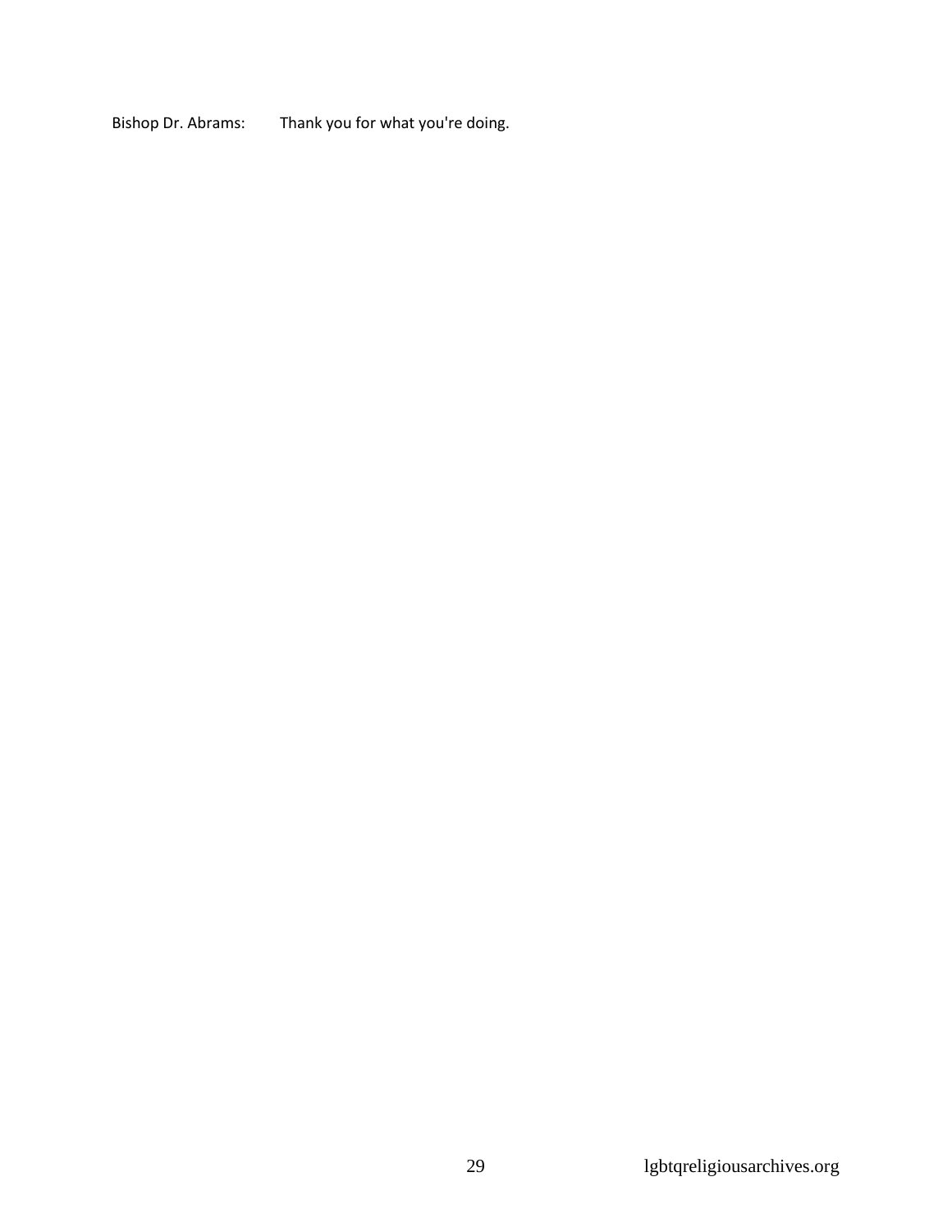Bishop Dr. Abrams: Thank you for what you're doing.